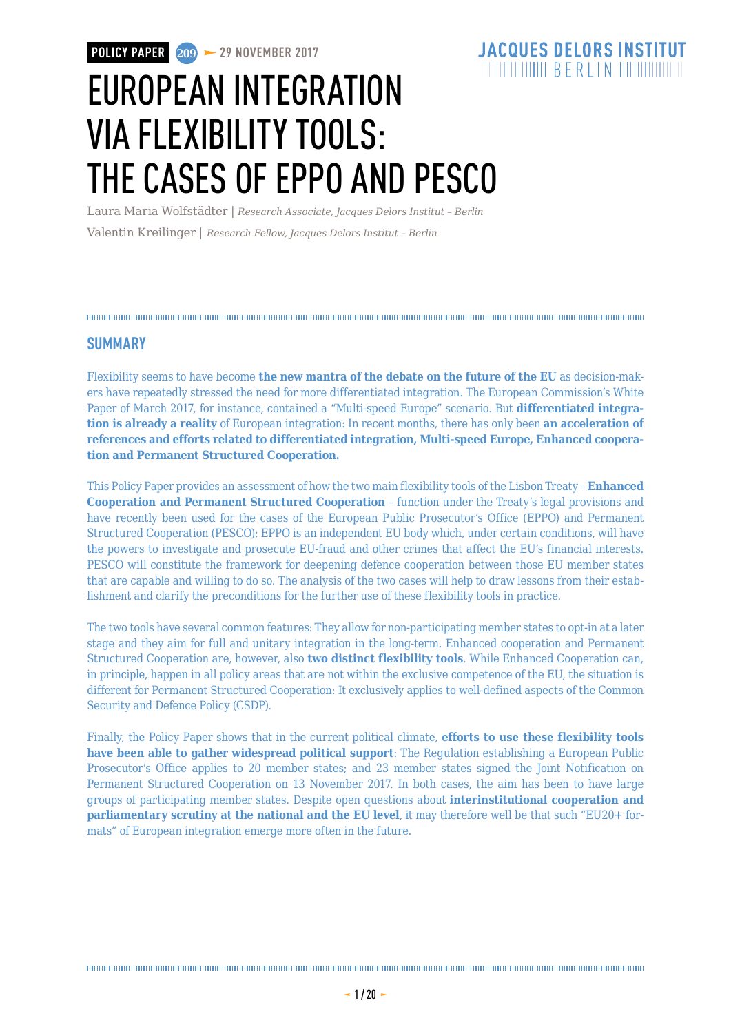POLICY PAPER 209 – 29 NOVEMBER 2017

JACQUES DELORS INSTITUT BERLIN

# EUROPEAN INTEGRATION VIA FLEXIBILITY TOOLS: THE CASES OF EPPO AND PESCO

Laura Maria Wolfstädter | *Research Associate, Jacques Delors Institut – Berlin*

Valentin Kreilinger | *Research Fellow, Jacques Delors Institut – Berlin*

## SUMMARY

Flexibility seems to have become **the new mantra of the debate on the future of the EU** as decision-makers have repeatedly stressed the need for more differentiated integration. The European Commission's White Paper of March 2017, for instance, contained a "Multi-speed Europe" scenario. But **differentiated integration is already a reality** of European integration: In recent months, there has only been **an acceleration of references and efforts related to differentiated integration, Multi-speed Europe, Enhanced cooperation and Permanent Structured Cooperation.**

This Policy Paper provides an assessment of how the two main flexibility tools of the Lisbon Treaty – **Enhanced Cooperation and Permanent Structured Cooperation** – function under the Treaty's legal provisions and have recently been used for the cases of the European Public Prosecutor's Office (EPPO) and Permanent Structured Cooperation (PESCO): EPPO is an independent EU body which, under certain conditions, will have the powers to investigate and prosecute EU-fraud and other crimes that affect the EU's financial interests. PESCO will constitute the framework for deepening defence cooperation between those EU member states that are capable and willing to do so. The analysis of the two cases will help to draw lessons from their establishment and clarify the preconditions for the further use of these flexibility tools in practice.

The two tools have several common features: They allow for non-participating member states to opt-in at a later stage and they aim for full and unitary integration in the long-term. Enhanced cooperation and Permanent Structured Cooperation are, however, also **two distinct flexibility tools**. While Enhanced Cooperation can, in principle, happen in all policy areas that are not within the exclusive competence of the EU, the situation is different for Permanent Structured Cooperation: It exclusively applies to well-defined aspects of the Common Security and Defence Policy (CSDP).

Finally, the Policy Paper shows that in the current political climate, **efforts to use these flexibility tools have been able to gather widespread political support**: The Regulation establishing a European Public Prosecutor's Office applies to 20 member states; and 23 member states signed the Joint Notification on Permanent Structured Cooperation on 13 November 2017. In both cases, the aim has been to have large groups of participating member states. Despite open questions about **interinstitutional cooperation and parliamentary scrutiny at the national and the EU level**, it may therefore well be that such "EU20+ formats" of European integration emerge more often in the future.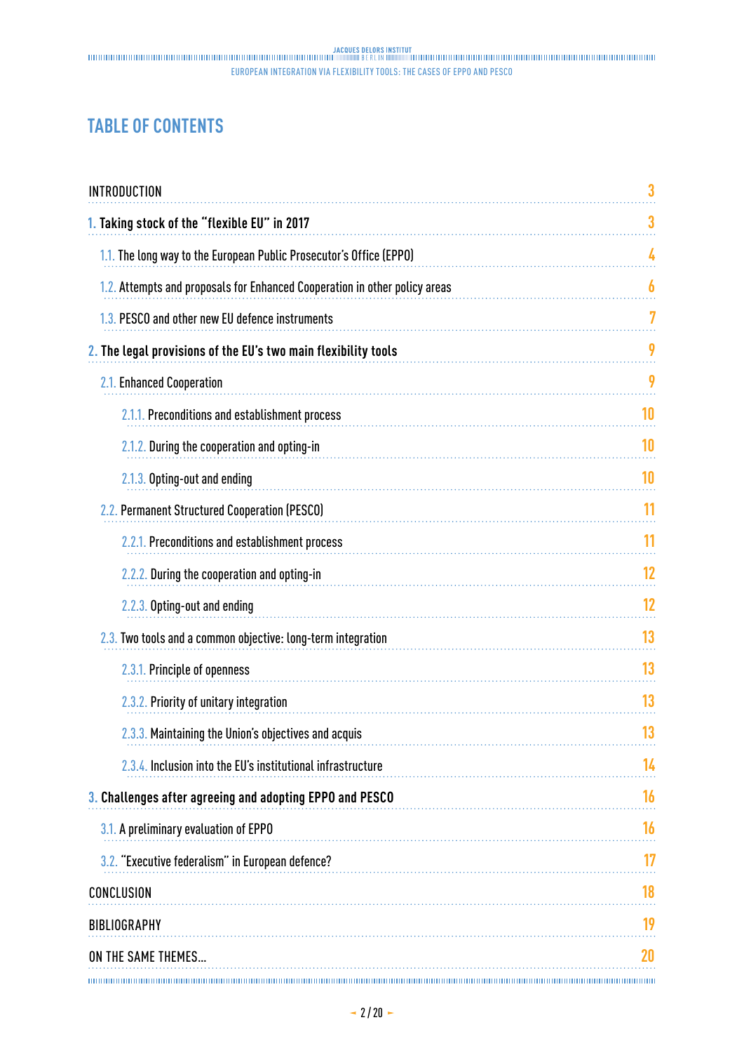# TABLE OF CONTENTS

| | |
|---|---|
| INTRODUCTION | 3 |
| **1. Taking stock of the "flexible EU" in 2017** | 3 |
| 1.1. The long way to the European Public Prosecutor's Office (EPPO) | 4 |
| 1.2. Attempts and proposals for Enhanced Cooperation in other policy areas | 6 |
| 1.3. PESCO and other new EU defence instruments | 7 |
| **2. The legal provisions of the EU's two main flexibility tools** | 9 |
| 2.1. Enhanced Cooperation | 9 |
| 2.1.1. Preconditions and establishment process | 10 |
| 2.1.2. During the cooperation and opting-in | 10 |
| 2.1.3. Opting-out and ending | 10 |
| 2.2. Permanent Structured Cooperation (PESCO) | 11 |
| 2.2.1. Preconditions and establishment process | 11 |
| 2.2.2. During the cooperation and opting-in | 12 |
| 2.2.3. Opting-out and ending | 12 |
| 2.3. Two tools and a common objective: long-term integration | 13 |
| 2.3.1. Principle of openness | 13 |
| 2.3.2. Priority of unitary integration | 13 |
| 2.3.3. Maintaining the Union's objectives and acquis | 13 |
| 2.3.4. Inclusion into the EU's institutional infrastructure | 14 |
| **3. Challenges after agreeing and adopting EPPO and PESCO** | 16 |
| 3.1. A preliminary evaluation of EPPO | 16 |
| 3.2. "Executive federalism" in European defence? | 17 |
| CONCLUSION | 18 |
| BIBLIOGRAPHY | 19 |
| ON THE SAME THEMES... | 20 |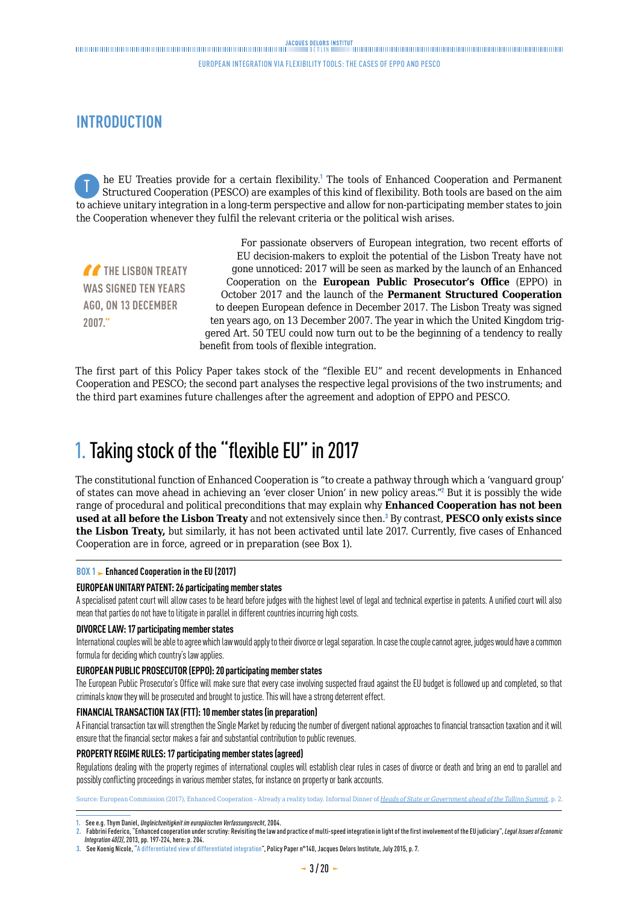## INTRODUCTION

The EU Treaties provide for a certain flexibility.[1] The tools of Enhanced Cooperation and Permanent Structured Cooperation (PESCO) are examples of this kind of flexibility. Both tools are based on the aim to achieve unitary integration in a long-term perspective and allow for non-participating member states to join the Cooperation whenever they fulfil the relevant criteria or the political wish arises.

> "THE LISBON TREATY WAS SIGNED TEN YEARS AGO, ON 13 DECEMBER 2007."

For passionate observers of European integration, two recent efforts of EU decision-makers to exploit the potential of the Lisbon Treaty have not gone unnoticed: 2017 will be seen as marked by the launch of an Enhanced Cooperation on the **European Public Prosecutor's Office** (EPPO) in October 2017 and the launch of the **Permanent Structured Cooperation** to deepen European defence in December 2017. The Lisbon Treaty was signed ten years ago, on 13 December 2007. The year in which the United Kingdom triggered Art. 50 TEU could now turn out to be the beginning of a tendency to really benefit from tools of flexible integration.

The first part of this Policy Paper takes stock of the "flexible EU" and recent developments in Enhanced Cooperation and PESCO; the second part analyses the respective legal provisions of the two instruments; and the third part examines future challenges after the agreement and adoption of EPPO and PESCO.

# 1. Taking stock of the "flexible EU" in 2017

The constitutional function of Enhanced Cooperation is "to create a pathway through which a 'vanguard group' of states can move ahead in achieving an 'ever closer Union' in new policy areas."[2] But it is possibly the wide range of procedural and political preconditions that may explain why **Enhanced Cooperation has not been used at all before the Lisbon Treaty** and not extensively since then.[3] By contrast, **PESCO only exists since the Lisbon Treaty,** but similarly, it has not been activated until late 2017. Currently, five cases of Enhanced Cooperation are in force, agreed or in preparation (see Box 1).

**BOX 1 ► Enhanced Cooperation in the EU (2017)**

**EUROPEAN UNITARY PATENT: 26 participating member states**

A specialised patent court will allow cases to be heard before judges with the highest level of legal and technical expertise in patents. A unified court will also mean that parties do not have to litigate in parallel in different countries incurring high costs.

**DIVORCE LAW: 17 participating member states**

International couples will be able to agree which law would apply to their divorce or legal separation. In case the couple cannot agree, judges would have a common formula for deciding which country's law applies.

**EUROPEAN PUBLIC PROSECUTOR (EPPO): 20 participating member states**

The European Public Prosecutor's Office will make sure that every case involving suspected fraud against the EU budget is followed up and completed, so that criminals know they will be prosecuted and brought to justice. This will have a strong deterrent effect.

**FINANCIAL TRANSACTION TAX (FTT): 10 member states (in preparation)**

A Financial transaction tax will strengthen the Single Market by reducing the number of divergent national approaches to financial transaction taxation and it will ensure that the financial sector makes a fair and substantial contribution to public revenues.

**PROPERTY REGIME RULES: 17 participating member states (agreed)**

Regulations dealing with the property regimes of international couples will establish clear rules in cases of divorce or death and bring an end to parallel and possibly conflicting proceedings in various member states, for instance on property or bank accounts.

Source: European Commission (2017), Enhanced Cooperation – Already a reality today. Informal Dinner of *Heads of State or Government ahead of the Tallinn Summit*, p. 2.

---

1. See e.g. Thym Daniel, *Ungleichzeitigkeit im europäischen Verfassungsrecht*, 2004.
2. Fabbrini Federico, "Enhanced cooperation under scrutiny: Revisiting the law and practice of multi-speed integration in light of the first involvement of the EU judiciary", *Legal Issues of Economic Integration 40(3)*, 2013, pp. 197-224, here: p. 204.
3. See Koenig Nicole, "A differentiated view of differentiated integration", Policy Paper n°140, Jacques Delors Institute, July 2015, p. 7.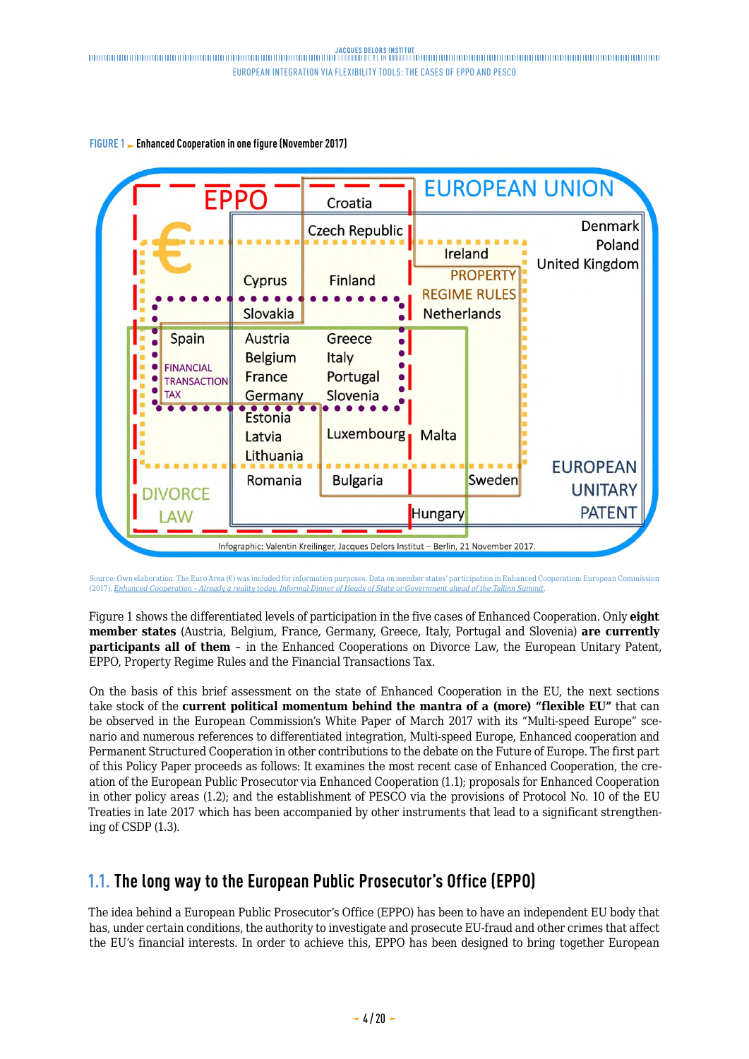**FIGURE 1** ► **Enhanced Cooperation in one figure (November 2017)**

EPPO

EUROPEAN UNION

Croatia

Czech Republic

Denmark
Poland
United Kingdom

Ireland

PROPERTY
REGIME RULES

Cyprus

Finland

Netherlands

Slovakia

Spain

FINANCIAL
TRANSACTION
TAX

Austria
Belgium
France
Germany

Greece
Italy
Portugal
Slovenia

Estonia
Latvia
Lithuania

Luxembourg

Malta

EUROPEAN
UNITARY
PATENT

Romania

Bulgaria

Sweden

DIVORCE
LAW

Hungary

Infographic: Valentin Kreilinger, Jacques Delors Institut – Berlin, 21 November 2017.

Source: Own elaboration. The Euro Area (€) was included for information purposes. Data on member states' participation in Enhanced Cooperation: European Commission (2017), *Enhanced Cooperation – Already a reality today. Informal Dinner of Heads of State or Government ahead of the Tallinn Summit*.

Figure 1 shows the differentiated levels of participation in the five cases of Enhanced Cooperation. Only **eight member states** (Austria, Belgium, France, Germany, Greece, Italy, Portugal and Slovenia) **are currently participants all of them** – in the Enhanced Cooperations on Divorce Law, the European Unitary Patent, EPPO, Property Regime Rules and the Financial Transactions Tax.

On the basis of this brief assessment on the state of Enhanced Cooperation in the EU, the next sections take stock of the **current political momentum behind the mantra of a (more) "flexible EU"** that can be observed in the European Commission's White Paper of March 2017 with its "Multi-speed Europe" scenario and numerous references to differentiated integration, Multi-speed Europe, Enhanced cooperation and Permanent Structured Cooperation in other contributions to the debate on the Future of Europe. The first part of this Policy Paper proceeds as follows: It examines the most recent case of Enhanced Cooperation, the creation of the European Public Prosecutor via Enhanced Cooperation (1.1); proposals for Enhanced Cooperation in other policy areas (1.2); and the establishment of PESCO via the provisions of Protocol No. 10 of the EU Treaties in late 2017 which has been accompanied by other instruments that lead to a significant strengthening of CSDP (1.3).

## 1.1. The long way to the European Public Prosecutor's Office (EPPO)

The idea behind a European Public Prosecutor's Office (EPPO) has been to have an independent EU body that has, under certain conditions, the authority to investigate and prosecute EU-fraud and other crimes that affect the EU's financial interests. In order to achieve this, EPPO has been designed to bring together European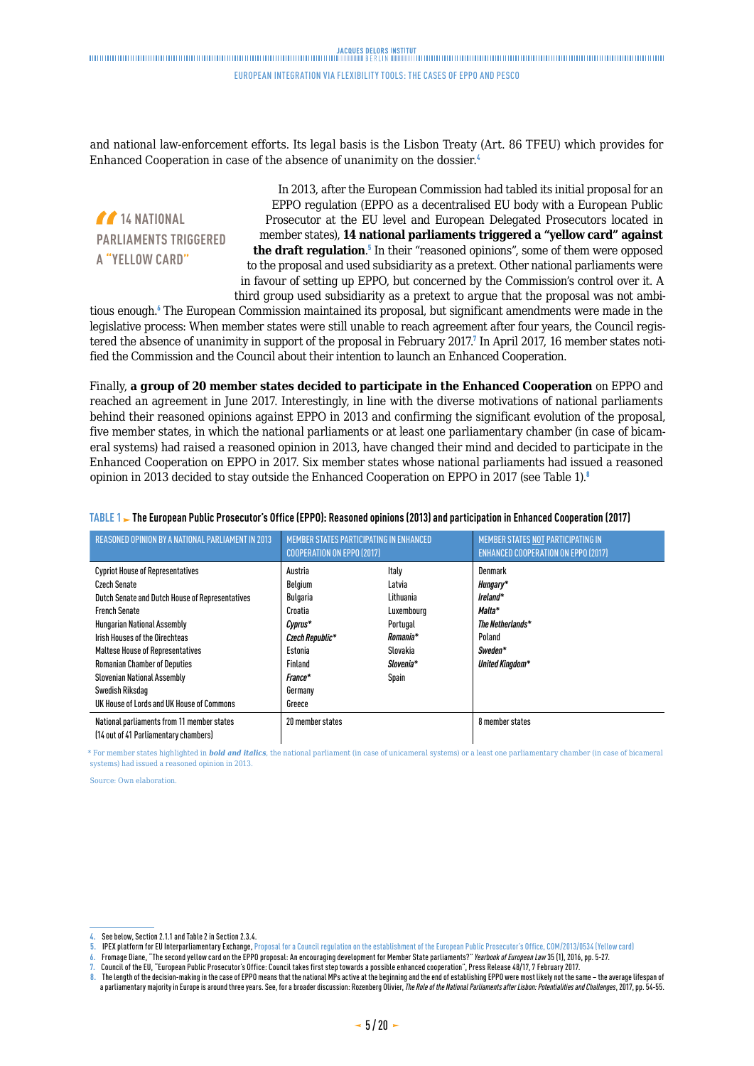and national law-enforcement efforts. Its legal basis is the Lisbon Treaty (Art. 86 TFEU) which provides for Enhanced Cooperation in case of the absence of unanimity on the dossier.[4]

> **14 NATIONAL PARLIAMENTS TRIGGERED A "YELLOW CARD"**

In 2013, after the European Commission had tabled its initial proposal for an EPPO regulation (EPPO as a decentralised EU body with a European Public Prosecutor at the EU level and European Delegated Prosecutors located in member states), **14 national parliaments triggered a "yellow card" against the draft regulation**.[5] In their "reasoned opinions", some of them were opposed to the proposal and used subsidiarity as a pretext. Other national parliaments were in favour of setting up EPPO, but concerned by the Commission's control over it. A third group used subsidiarity as a pretext to argue that the proposal was not ambitious enough.[6] The European Commission maintained its proposal, but significant amendments were made in the legislative process: When member states were still unable to reach agreement after four years, the Council registered the absence of unanimity in support of the proposal in February 2017.[7] In April 2017, 16 member states notified the Commission and the Council about their intention to launch an Enhanced Cooperation.

Finally, **a group of 20 member states decided to participate in the Enhanced Cooperation** on EPPO and reached an agreement in June 2017. Interestingly, in line with the diverse motivations of national parliaments behind their reasoned opinions against EPPO in 2013 and confirming the significant evolution of the proposal, five member states, in which the national parliaments or at least one parliamentary chamber (in case of bicameral systems) had raised a reasoned opinion in 2013, have changed their mind and decided to participate in the Enhanced Cooperation on EPPO in 2017. Six member states whose national parliaments had issued a reasoned opinion in 2013 decided to stay outside the Enhanced Cooperation on EPPO in 2017 (see Table 1).[8]

**TABLE 1 ► The European Public Prosecutor's Office (EPPO): Reasoned opinions (2013) and participation in Enhanced Cooperation (2017)**

| REASONED OPINION BY A NATIONAL PARLIAMENT IN 2013 | MEMBER STATES PARTICIPATING IN ENHANCED COOPERATION ON EPPO (2017) | | MEMBER STATES NOT PARTICIPATING IN ENHANCED COOPERATION ON EPPO (2017) |
|---|---|---|---|
| Cypriot House of Representatives | Austria | Italy | Denmark |
| Czech Senate | Belgium | Latvia | ***Hungary**** |
| Dutch Senate and Dutch House of Representatives | Bulgaria | Lithuania | ***Ireland**** |
| French Senate | Croatia | Luxembourg | ***Malta**** |
| Hungarian National Assembly | ***Cyprus**** | Portugal | ***The Netherlands**** |
| Irish Houses of the Oirechteas | ***Czech Republic**** | ***Romania**** | Poland |
| Maltese House of Representatives | Estonia | Slovakia | ***Sweden**** |
| Romanian Chamber of Deputies | Finland | ***Slovenia**** | ***United Kingdom**** |
| Slovenian National Assembly | ***France**** | Spain | |
| Swedish Riksdag | Germany | | |
| UK House of Lords and UK House of Commons | Greece | | |
| National parliaments from 11 member states (14 out of 41 Parliamentary chambers) | 20 member states | | 8 member states |

* For member states highlighted in ***bold and italics***, the national parliament (in case of unicameral systems) or a least one parliamentary chamber (in case of bicameral systems) had issued a reasoned opinion in 2013.

Source: Own elaboration.

---

4. See below, Section 2.1.1 and Table 2 in Section 2.3.4.
5. IPEX platform for EU Interparliamentary Exchange, Proposal for a Council regulation on the establishment of the European Public Prosecutor's Office, COM/2013/0534 (Yellow card)
6. Fromage Diane, "The second yellow card on the EPPO proposal: An encouraging development for Member State parliaments?" *Yearbook of European Law* 35 (1), 2016, pp. 5-27.
7. Council of the EU, "European Public Prosecutor's Office: Council takes first step towards a possible enhanced cooperation", Press Release 48/17, 7 February 2017.
8. The length of the decision-making in the case of EPPO means that the national MPs active at the beginning and the end of establishing EPPO were most likely not the same – the average lifespan of a parliamentary majority in Europe is around three years. See, for a broader discussion: Rozenberg Olivier, *The Role of the National Parliaments after Lisbon: Potentialities and Challenges*, 2017, pp. 54-55.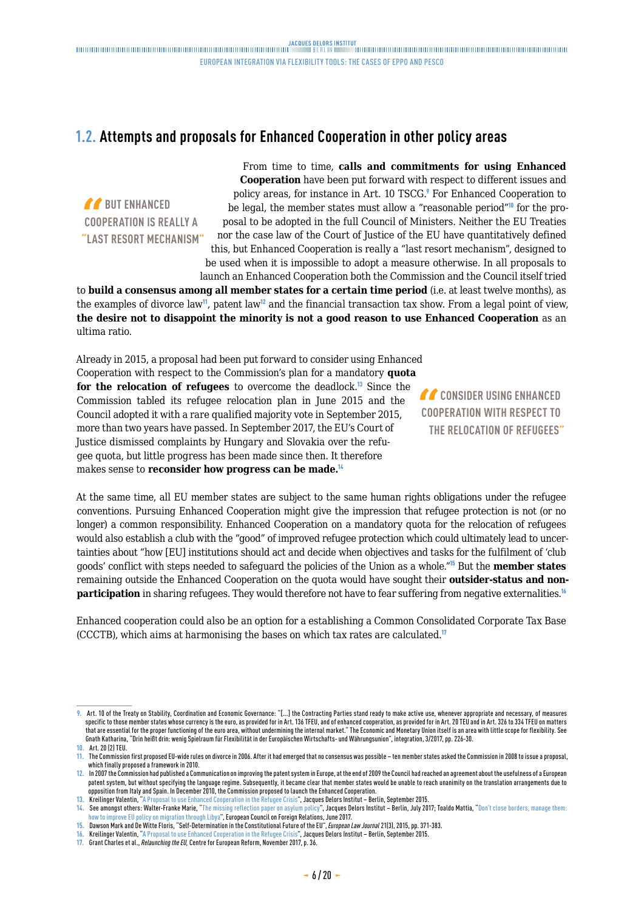## 1.2. Attempts and proposals for Enhanced Cooperation in other policy areas

> "BUT ENHANCED COOPERATION IS REALLY A "LAST RESORT MECHANISM""

From time to time, **calls and commitments for using Enhanced Cooperation** have been put forward with respect to different issues and policy areas, for instance in Art. 10 TSCG.[9] For Enhanced Cooperation to be legal, the member states must allow a "reasonable period"[10] for the proposal to be adopted in the full Council of Ministers. Neither the EU Treaties nor the case law of the Court of Justice of the EU have quantitatively defined this, but Enhanced Cooperation is really a "last resort mechanism", designed to be used when it is impossible to adopt a measure otherwise. In all proposals to launch an Enhanced Cooperation both the Commission and the Council itself tried to **build a consensus among all member states for a certain time period** (i.e. at least twelve months), as the examples of divorce law[11], patent law[12] and the financial transaction tax show. From a legal point of view, **the desire not to disappoint the minority is not a good reason to use Enhanced Cooperation** as an ultima ratio.

> "CONSIDER USING ENHANCED COOPERATION WITH RESPECT TO THE RELOCATION OF REFUGEES"

Already in 2015, a proposal had been put forward to consider using Enhanced Cooperation with respect to the Commission's plan for a mandatory **quota for the relocation of refugees** to overcome the deadlock.[13] Since the Commission tabled its refugee relocation plan in June 2015 and the Council adopted it with a rare qualified majority vote in September 2015, more than two years have passed. In September 2017, the EU's Court of Justice dismissed complaints by Hungary and Slovakia over the refugee quota, but little progress has been made since then. It therefore makes sense to **reconsider how progress can be made.**[14]

At the same time, all EU member states are subject to the same human rights obligations under the refugee conventions. Pursuing Enhanced Cooperation might give the impression that refugee protection is not (or no longer) a common responsibility. Enhanced Cooperation on a mandatory quota for the relocation of refugees would also establish a club with the "good" of improved refugee protection which could ultimately lead to uncertainties about "how [EU] institutions should act and decide when objectives and tasks for the fulfilment of 'club goods' conflict with steps needed to safeguard the policies of the Union as a whole."[15] But the **member states** remaining outside the Enhanced Cooperation on the quota would have sought their **outsider-status and non-participation** in sharing refugees. They would therefore not have to fear suffering from negative externalities.[16]

Enhanced cooperation could also be an option for a establishing a Common Consolidated Corporate Tax Base (CCCTB), which aims at harmonising the bases on which tax rates are calculated.[17]

---

9. Art. 10 of the Treaty on Stability, Coordination and Economic Governance: "[...] the Contracting Parties stand ready to make active use, whenever appropriate and necessary, of measures specific to those member states whose currency is the euro, as provided for in Art. 136 TFEU, and of enhanced cooperation, as provided for in Art. 20 TEU and in Art. 326 to 334 TFEU on matters that are essential for the proper functioning of the euro area, without undermining the internal market." The Economic and Monetary Union itself is an area with little scope for flexibility. See Gnath Katharina, "Drin heißt drin: wenig Spielraum für Flexibilität in der Europäischen Wirtschafts- und Währungsunion", integration, 3/2017, pp. 226-30.
10. Art. 20 (2) TEU.
11. The Commission first proposed EU-wide rules on divorce in 2006. After it had emerged that no consensus was possible – ten member states asked the Commission in 2008 to issue a proposal, which finally proposed a framework in 2010.
12. In 2007 the Commission had published a Communication on improving the patent system in Europe, at the end of 2009 the Council had reached an agreement about the usefulness of a European patent system, but without specifying the language regime. Subsequently, it became clear that member states would be unable to reach unanimity on the translation arrangements due to opposition from Italy and Spain. In December 2010, the Commission proposed to launch the Enhanced Cooperation.
13. Kreilinger Valentin, "A Proposal to use Enhanced Cooperation in the Refugee Crisis", Jacques Delors Institut – Berlin, September 2015.
14. See amongst others: Walter-Franke Marie, "The missing reflection paper on asylum policy", Jacques Delors Institut – Berlin, July 2017; Toaldo Mattia, "Don't close borders, manage them: how to improve EU policy on migration through Libya", European Council on Foreign Relations, June 2017.
15. Dawson Mark and De Witte Floris, "Self-Determination in the Constitutional Future of the EU", *European Law Journal* 21(3), 2015, pp. 371-383.
16. Kreilinger Valentin, "A Proposal to use Enhanced Cooperation in the Refugee Crisis", Jacques Delors Institut – Berlin, September 2015.
17. Grant Charles et al., *Relaunching the EU*, Centre for European Reform, November 2017, p. 36.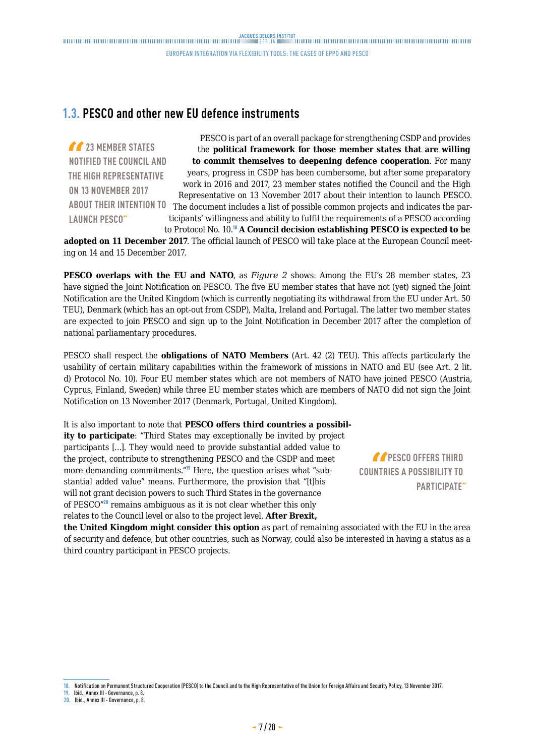## 1.3. PESCO and other new EU defence instruments

> "23 MEMBER STATES NOTIFIED THE COUNCIL AND THE HIGH REPRESENTATIVE ON 13 NOVEMBER 2017 ABOUT THEIR INTENTION TO LAUNCH PESCO"

PESCO is part of an overall package for strengthening CSDP and provides the **political framework for those member states that are willing to commit themselves to deepening defence cooperation**. For many years, progress in CSDP has been cumbersome, but after some preparatory work in 2016 and 2017, 23 member states notified the Council and the High Representative on 13 November 2017 about their intention to launch PESCO. The document includes a list of possible common projects and indicates the participants' willingness and ability to fulfil the requirements of a PESCO according to Protocol No. 10.[18] **A Council decision establishing PESCO is expected to be adopted on 11 December 2017**. The official launch of PESCO will take place at the European Council meeting on 14 and 15 December 2017.

**PESCO overlaps with the EU and NATO**, as *Figure 2* shows: Among the EU's 28 member states, 23 have signed the Joint Notification on PESCO. The five EU member states that have not (yet) signed the Joint Notification are the United Kingdom (which is currently negotiating its withdrawal from the EU under Art. 50 TEU), Denmark (which has an opt-out from CSDP), Malta, Ireland and Portugal. The latter two member states are expected to join PESCO and sign up to the Joint Notification in December 2017 after the completion of national parliamentary procedures.

PESCO shall respect the **obligations of NATO Members** (Art. 42 (2) TEU). This affects particularly the usability of certain military capabilities within the framework of missions in NATO and EU (see Art. 2 lit. d) Protocol No. 10). Four EU member states which are not members of NATO have joined PESCO (Austria, Cyprus, Finland, Sweden) while three EU member states which are members of NATO did not sign the Joint Notification on 13 November 2017 (Denmark, Portugal, United Kingdom).

> "PESCO OFFERS THIRD COUNTRIES A POSSIBILITY TO PARTICIPATE"

It is also important to note that **PESCO offers third countries a possibility to participate**: "Third States may exceptionally be invited by project participants […]. They would need to provide substantial added value to the project, contribute to strengthening PESCO and the CSDP and meet more demanding commitments."[19] Here, the question arises what "substantial added value" means. Furthermore, the provision that "[t]his will not grant decision powers to such Third States in the governance of PESCO"[20] remains ambiguous as it is not clear whether this only relates to the Council level or also to the project level. **After Brexit, the United Kingdom might consider this option** as part of remaining associated with the EU in the area of security and defence, but other countries, such as Norway, could also be interested in having a status as a third country participant in PESCO projects.

---

18. Notification on Permanent Structured Cooperation (PESCO) to the Council and to the High Representative of the Union for Foreign Affairs and Security Policy, 13 November 2017.
19. Ibid., Annex III - Governance, p. 8.
20. Ibid., Annex III - Governance, p. 8.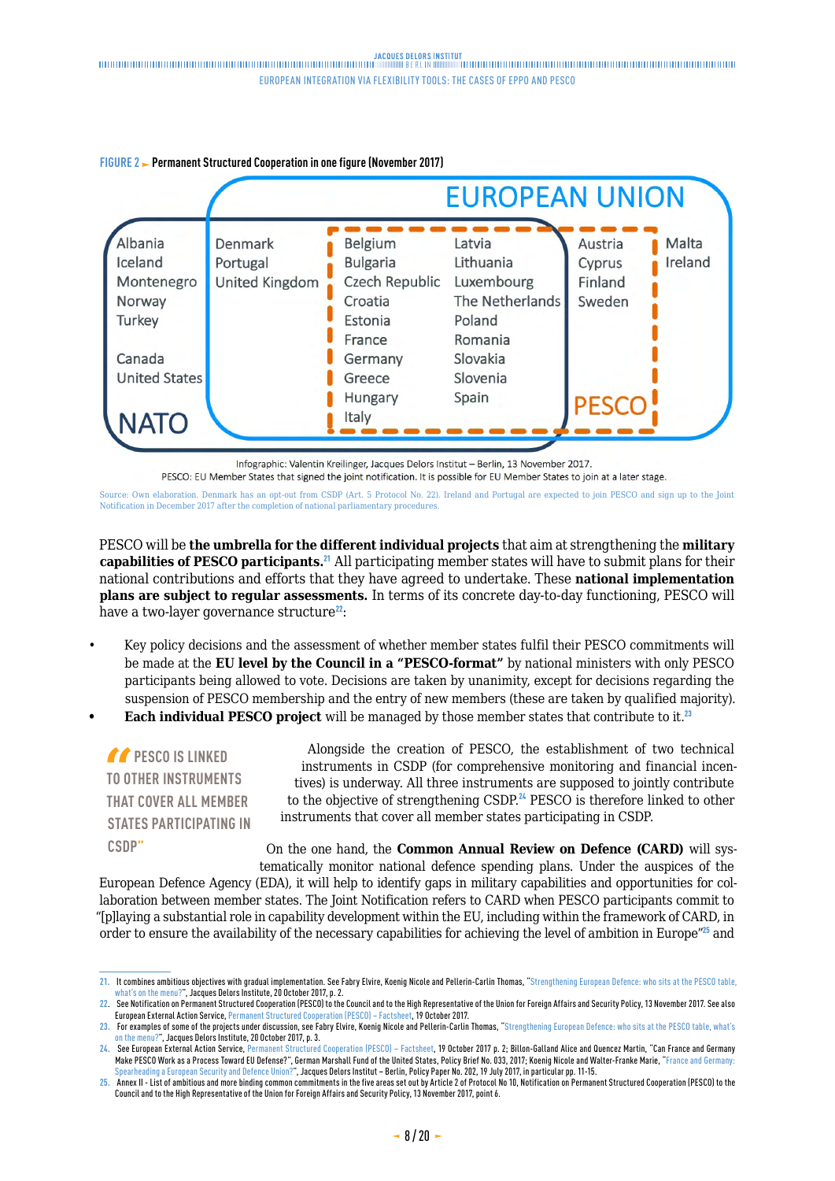**FIGURE 2 ▸ Permanent Structured Cooperation in one figure (November 2017)**

EUROPEAN UNION

Albania
Iceland
Montenegro
Norway
Turkey

Canada
United States

NATO

Denmark
Portugal
United Kingdom

Belgium
Bulgaria
Czech Republic
Croatia
Estonia
France
Germany
Greece
Hungary
Italy

Latvia
Lithuania
Luxembourg
The Netherlands
Poland
Romania
Slovakia
Slovenia
Spain

Austria
Cyprus
Finland
Sweden

PESCO

Malta
Ireland

Infographic: Valentin Kreilinger, Jacques Delors Institut – Berlin, 13 November 2017.
PESCO: EU Member States that signed the joint notification. It is possible for EU Member States to join at a later stage.

Source: Own elaboration. Denmark has an opt-out from CSDP (Art. 5 Protocol No. 22). Ireland and Portugal are expected to join PESCO and sign up to the Joint Notification in December 2017 after the completion of national parliamentary procedures.

PESCO will be **the umbrella for the different individual projects** that aim at strengthening the **military capabilities of PESCO participants.**[21] All participating member states will have to submit plans for their national contributions and efforts that they have agreed to undertake. These **national implementation plans are subject to regular assessments.** In terms of its concrete day-to-day functioning, PESCO will have a two-layer governance structure[22]:

- Key policy decisions and the assessment of whether member states fulfil their PESCO commitments will be made at the **EU level by the Council in a "PESCO-format"** by national ministers with only PESCO participants being allowed to vote. Decisions are taken by unanimity, except for decisions regarding the suspension of PESCO membership and the entry of new members (these are taken by qualified majority).
- **Each individual PESCO project** will be managed by those member states that contribute to it.[23]

> "PESCO IS LINKED TO OTHER INSTRUMENTS THAT COVER ALL MEMBER STATES PARTICIPATING IN CSDP"

Alongside the creation of PESCO, the establishment of two technical instruments in CSDP (for comprehensive monitoring and financial incentives) is underway. All three instruments are supposed to jointly contribute to the objective of strengthening CSDP.[24] PESCO is therefore linked to other instruments that cover all member states participating in CSDP.

On the one hand, the **Common Annual Review on Defence (CARD)** will systematically monitor national defence spending plans. Under the auspices of the European Defence Agency (EDA), it will help to identify gaps in military capabilities and opportunities for collaboration between member states. The Joint Notification refers to CARD when PESCO participants commit to "[p]laying a substantial role in capability development within the EU, including within the framework of CARD, in order to ensure the availability of the necessary capabilities for achieving the level of ambition in Europe"[25] and

---

21. It combines ambitious objectives with gradual implementation. See Fabry Elvire, Koenig Nicole and Pellerin-Carlin Thomas, "Strengthening European Defence: who sits at the PESCO table, what's on the menu?", Jacques Delors Institute, 20 October 2017, p. 2.
22. See Notification on Permanent Structured Cooperation (PESCO) to the Council and to the High Representative of the Union for Foreign Affairs and Security Policy, 13 November 2017. See also European External Action Service, Permanent Structured Cooperation (PESCO) – Factsheet, 19 October 2017.
23. For examples of some of the projects under discussion, see Fabry Elvire, Koenig Nicole and Pellerin-Carlin Thomas, "Strengthening European Defence: who sits at the PESCO table, what's on the menu?", Jacques Delors Institute, 20 October 2017, p. 3.
24. See European External Action Service, Permanent Structured Cooperation (PESCO) – Factsheet, 19 October 2017 p. 2; Billon-Galland Alice and Quencez Martin, "Can France and Germany Make PESCO Work as a Process Toward EU Defense?", German Marshall Fund of the United States, Policy Brief No. 033, 2017; Koenig Nicole and Walter-Franke Marie, "France and Germany: Spearheading a European Security and Defence Union?", Jacques Delors Institut – Berlin, Policy Paper No. 202, 19 July 2017, in particular pp. 11-15.
25. Annex II - List of ambitious and more binding common commitments in the five areas set out by Article 2 of Protocol No 10, Notification on Permanent Structured Cooperation (PESCO) to the Council and to the High Representative of the Union for Foreign Affairs and Security Policy, 13 November 2017, point 6.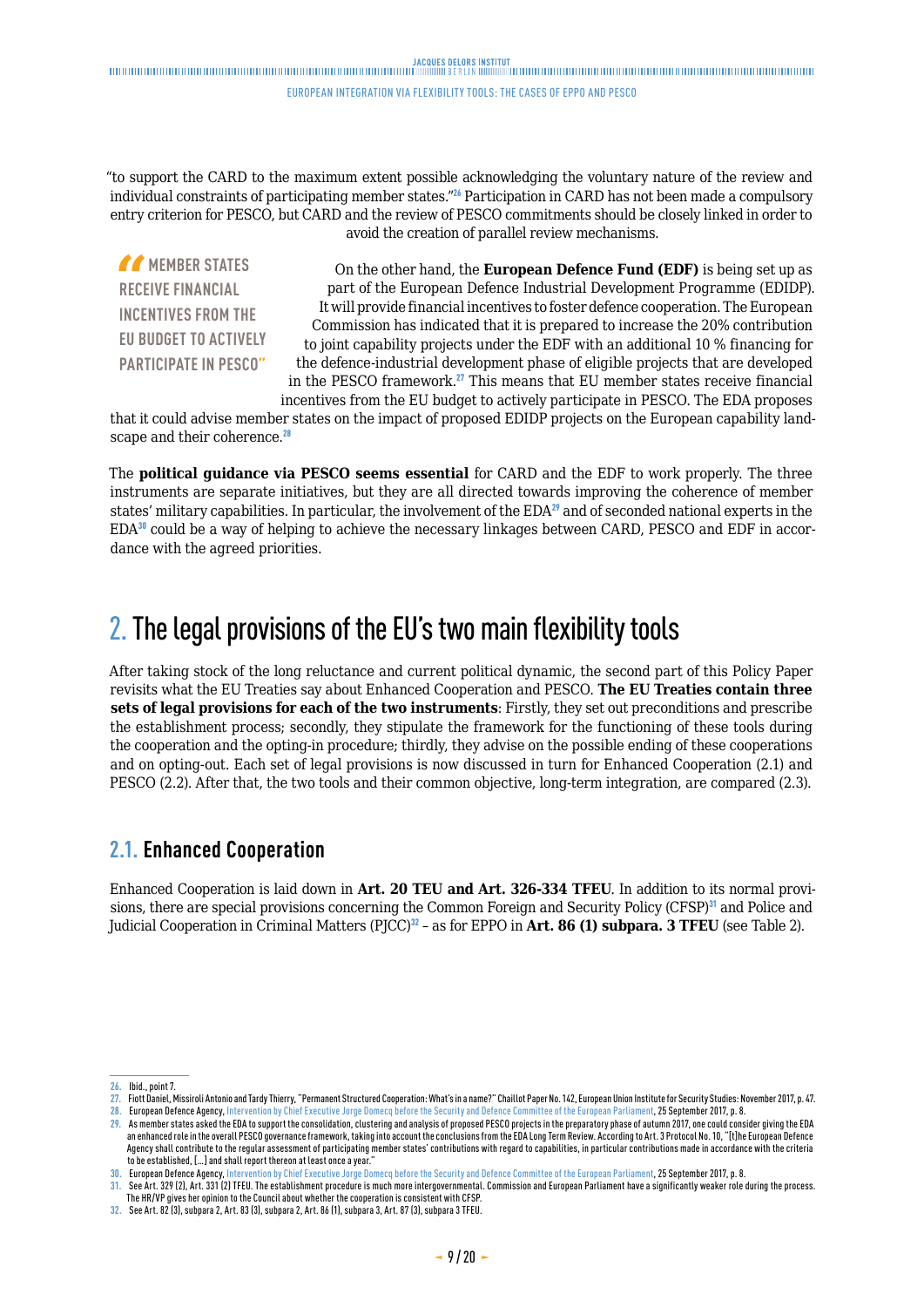"to support the CARD to the maximum extent possible acknowledging the voluntary nature of the review and individual constraints of participating member states."[26] Participation in CARD has not been made a compulsory entry criterion for PESCO, but CARD and the review of PESCO commitments should be closely linked in order to avoid the creation of parallel review mechanisms.

> "MEMBER STATES RECEIVE FINANCIAL INCENTIVES FROM THE EU BUDGET TO ACTIVELY PARTICIPATE IN PESCO"

On the other hand, the **European Defence Fund (EDF)** is being set up as part of the European Defence Industrial Development Programme (EDIDP). It will provide financial incentives to foster defence cooperation. The European Commission has indicated that it is prepared to increase the 20% contribution to joint capability projects under the EDF with an additional 10 % financing for the defence-industrial development phase of eligible projects that are developed in the PESCO framework.[27] This means that EU member states receive financial incentives from the EU budget to actively participate in PESCO. The EDA proposes that it could advise member states on the impact of proposed EDIDP projects on the European capability landscape and their coherence.[28]

The **political guidance via PESCO seems essential** for CARD and the EDF to work properly. The three instruments are separate initiatives, but they are all directed towards improving the coherence of member states' military capabilities. In particular, the involvement of the EDA[29] and of seconded national experts in the EDA[30] could be a way of helping to achieve the necessary linkages between CARD, PESCO and EDF in accordance with the agreed priorities.

# 2. The legal provisions of the EU's two main flexibility tools

After taking stock of the long reluctance and current political dynamic, the second part of this Policy Paper revisits what the EU Treaties say about Enhanced Cooperation and PESCO. **The EU Treaties contain three sets of legal provisions for each of the two instruments**: Firstly, they set out preconditions and prescribe the establishment process; secondly, they stipulate the framework for the functioning of these tools during the cooperation and the opting-in procedure; thirdly, they advise on the possible ending of these cooperations and on opting-out. Each set of legal provisions is now discussed in turn for Enhanced Cooperation (2.1) and PESCO (2.2). After that, the two tools and their common objective, long-term integration, are compared (2.3).

## 2.1. Enhanced Cooperation

Enhanced Cooperation is laid down in **Art. 20 TEU and Art. 326-334 TFEU**. In addition to its normal provisions, there are special provisions concerning the Common Foreign and Security Policy (CFSP)[31] and Police and Judicial Cooperation in Criminal Matters (PJCC)[32] – as for EPPO in **Art. 86 (1) subpara. 3 TFEU** (see Table 2).

---

26. Ibid., point 7.
27. Fiott Daniel, Missiroli Antonio and Tardy Thierry, "Permanent Structured Cooperation: What's in a name?" Chaillot Paper No. 142, European Union Institute for Security Studies: November 2017, p. 47.
28. European Defence Agency, Intervention by Chief Executive Jorge Domecq before the Security and Defence Committee of the European Parliament, 25 September 2017, p. 8.
29. As member states asked the EDA to support the consolidation, clustering and analysis of proposed PESCO projects in the preparatory phase of autumn 2017, one could consider giving the EDA an enhanced role in the overall PESCO governance framework, taking into account the conclusions from the EDA Long Term Review. According to Art. 3 Protocol No. 10, "[t]he European Defence Agency shall contribute to the regular assessment of participating member states' contributions with regard to capabilities, in particular contributions made in accordance with the criteria to be established, [...] and shall report thereon at least once a year."
30. European Defence Agency, Intervention by Chief Executive Jorge Domecq before the Security and Defence Committee of the European Parliament, 25 September 2017, p. 8.
31. See Art. 329 (2), Art. 331 (2) TFEU. The establishment procedure is much more intergovernmental. Commission and European Parliament have a significantly weaker role during the process. The HR/VP gives her opinion to the Council about whether the cooperation is consistent with CFSP.
32. See Art. 82 (3), subpara 2, Art. 83 (3), subpara 2, Art. 86 (1), subpara 3, Art. 87 (3), subpara 3 TFEU.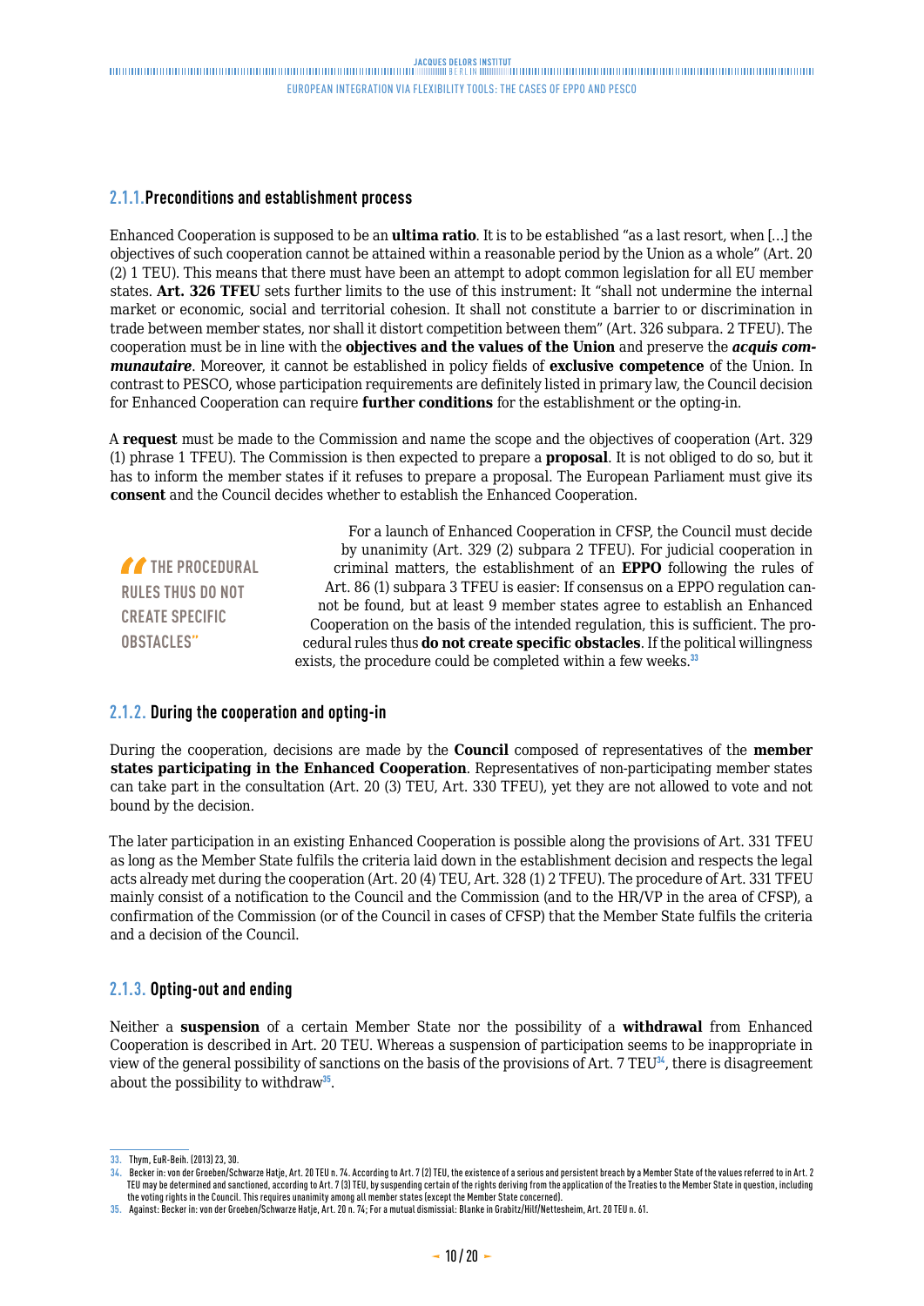### 2.1.1. Preconditions and establishment process

Enhanced Cooperation is supposed to be an **ultima ratio**. It is to be established "as a last resort, when [...] the objectives of such cooperation cannot be attained within a reasonable period by the Union as a whole" (Art. 20 (2) 1 TEU). This means that there must have been an attempt to adopt common legislation for all EU member states. **Art. 326 TFEU** sets further limits to the use of this instrument: It "shall not undermine the internal market or economic, social and territorial cohesion. It shall not constitute a barrier to or discrimination in trade between member states, nor shall it distort competition between them" (Art. 326 subpara. 2 TFEU). The cooperation must be in line with the **objectives and the values of the Union** and preserve the ***acquis communautaire***. Moreover, it cannot be established in policy fields of **exclusive competence** of the Union. In contrast to PESCO, whose participation requirements are definitely listed in primary law, the Council decision for Enhanced Cooperation can require **further conditions** for the establishment or the opting-in.

A **request** must be made to the Commission and name the scope and the objectives of cooperation (Art. 329 (1) phrase 1 TFEU). The Commission is then expected to prepare a **proposal**. It is not obliged to do so, but it has to inform the member states if it refuses to prepare a proposal. The European Parliament must give its **consent** and the Council decides whether to establish the Enhanced Cooperation.

> "THE PROCEDURAL RULES THUS DO NOT CREATE SPECIFIC OBSTACLES"

For a launch of Enhanced Cooperation in CFSP, the Council must decide by unanimity (Art. 329 (2) subpara 2 TFEU). For judicial cooperation in criminal matters, the establishment of an **EPPO** following the rules of Art. 86 (1) subpara 3 TFEU is easier: If consensus on a EPPO regulation cannot be found, but at least 9 member states agree to establish an Enhanced Cooperation on the basis of the intended regulation, this is sufficient. The procedural rules thus **do not create specific obstacles**. If the political willingness exists, the procedure could be completed within a few weeks.[33]

### 2.1.2. During the cooperation and opting-in

During the cooperation, decisions are made by the **Council** composed of representatives of the **member states participating in the Enhanced Cooperation**. Representatives of non-participating member states can take part in the consultation (Art. 20 (3) TEU, Art. 330 TFEU), yet they are not allowed to vote and not bound by the decision.

The later participation in an existing Enhanced Cooperation is possible along the provisions of Art. 331 TFEU as long as the Member State fulfils the criteria laid down in the establishment decision and respects the legal acts already met during the cooperation (Art. 20 (4) TEU, Art. 328 (1) 2 TFEU). The procedure of Art. 331 TFEU mainly consist of a notification to the Council and the Commission (and to the HR/VP in the area of CFSP), a confirmation of the Commission (or of the Council in cases of CFSP) that the Member State fulfils the criteria and a decision of the Council.

### 2.1.3. Opting-out and ending

Neither a **suspension** of a certain Member State nor the possibility of a **withdrawal** from Enhanced Cooperation is described in Art. 20 TEU. Whereas a suspension of participation seems to be inappropriate in view of the general possibility of sanctions on the basis of the provisions of Art. 7 TEU[34], there is disagreement about the possibility to withdraw[35].

---

33. Thym, EuR-Beih. (2013) 23, 30.
34. Becker in: von der Groeben/Schwarze Hatje, Art. 20 TEU n. 74. According to Art. 7 (2) TEU, the existence of a serious and persistent breach by a Member State of the values referred to in Art. 2 TEU may be determined and sanctioned, according to Art. 7 (3) TEU, by suspending certain of the rights deriving from the application of the Treaties to the Member State in question, including the voting rights in the Council. This requires unanimity among all member states (except the Member State concerned).
35. Against: Becker in: von der Groeben/Schwarze Hatje, Art. 20 n. 74; For a mutual dismissal: Blanke in Grabitz/Hilf/Nettesheim, Art. 20 TEU n. 61.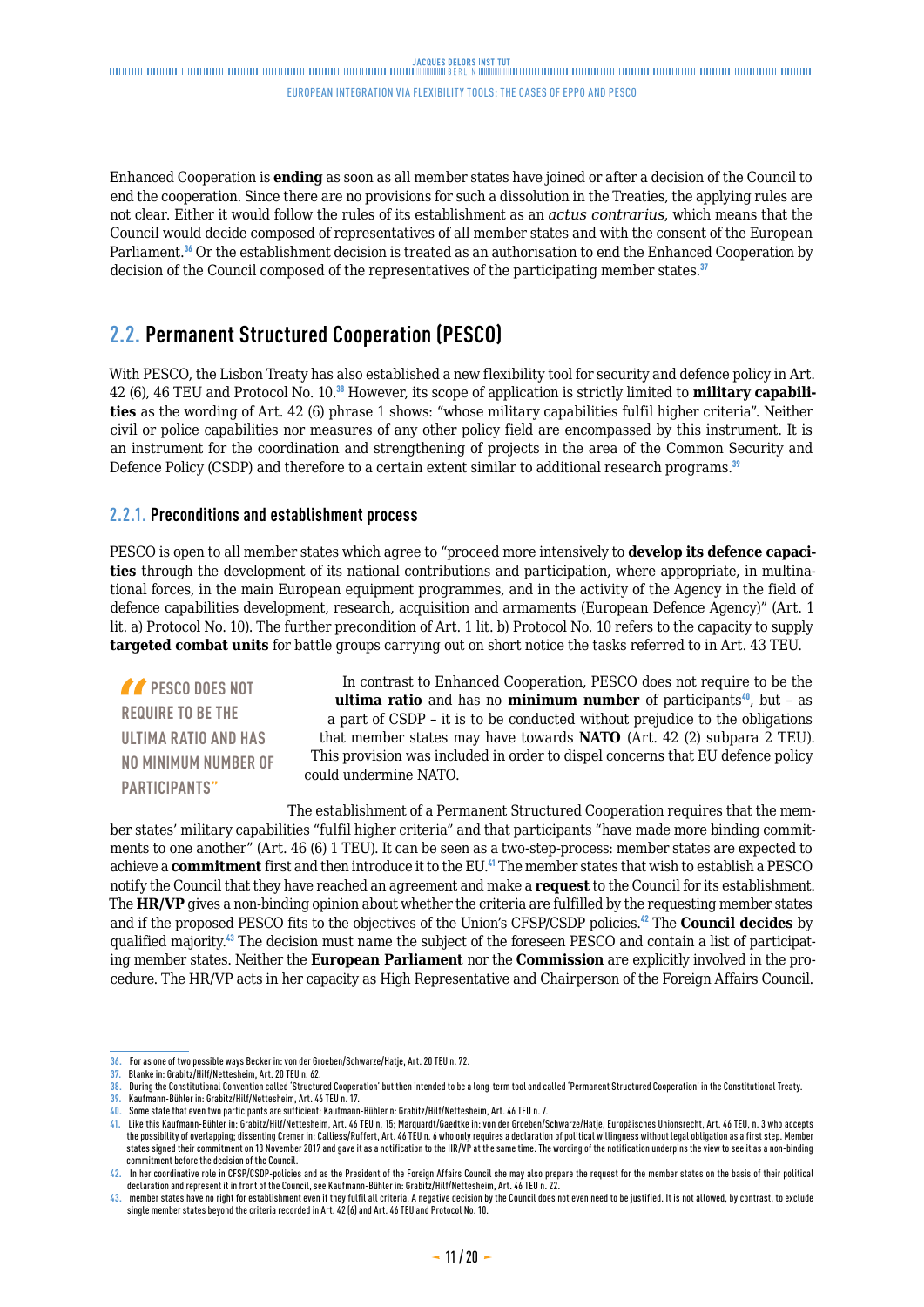Enhanced Cooperation is **ending** as soon as all member states have joined or after a decision of the Council to end the cooperation. Since there are no provisions for such a dissolution in the Treaties, the applying rules are not clear. Either it would follow the rules of its establishment as an *actus contrarius*, which means that the Council would decide composed of representatives of all member states and with the consent of the European Parliament.[36] Or the establishment decision is treated as an authorisation to end the Enhanced Cooperation by decision of the Council composed of the representatives of the participating member states.[37]

## 2.2. Permanent Structured Cooperation (PESCO)

With PESCO, the Lisbon Treaty has also established a new flexibility tool for security and defence policy in Art. 42 (6), 46 TEU and Protocol No. 10.[38] However, its scope of application is strictly limited to **military capabilities** as the wording of Art. 42 (6) phrase 1 shows: "whose military capabilities fulfil higher criteria". Neither civil or police capabilities nor measures of any other policy field are encompassed by this instrument. It is an instrument for the coordination and strengthening of projects in the area of the Common Security and Defence Policy (CSDP) and therefore to a certain extent similar to additional research programs.[39]

### 2.2.1. Preconditions and establishment process

PESCO is open to all member states which agree to "proceed more intensively to **develop its defence capacities** through the development of its national contributions and participation, where appropriate, in multinational forces, in the main European equipment programmes, and in the activity of the Agency in the field of defence capabilities development, research, acquisition and armaments (European Defence Agency)" (Art. 1 lit. a) Protocol No. 10). The further precondition of Art. 1 lit. b) Protocol No. 10 refers to the capacity to supply **targeted combat units** for battle groups carrying out on short notice the tasks referred to in Art. 43 TEU.

> "PESCO DOES NOT REQUIRE TO BE THE ULTIMA RATIO AND HAS NO MINIMUM NUMBER OF PARTICIPANTS"

In contrast to Enhanced Cooperation, PESCO does not require to be the **ultima ratio** and has no **minimum number** of participants[40], but – as a part of CSDP – it is to be conducted without prejudice to the obligations that member states may have towards **NATO** (Art. 42 (2) subpara 2 TEU). This provision was included in order to dispel concerns that EU defence policy could undermine NATO.

The establishment of a Permanent Structured Cooperation requires that the member states' military capabilities "fulfil higher criteria" and that participants "have made more binding commitments to one another" (Art. 46 (6) 1 TEU). It can be seen as a two-step-process: member states are expected to achieve a **commitment** first and then introduce it to the EU.[41] The member states that wish to establish a PESCO notify the Council that they have reached an agreement and make a **request** to the Council for its establishment. The **HR/VP** gives a non-binding opinion about whether the criteria are fulfilled by the requesting member states and if the proposed PESCO fits to the objectives of the Union's CFSP/CSDP policies.[42] The **Council decides** by qualified majority.[43] The decision must name the subject of the foreseen PESCO and contain a list of participating member states. Neither the **European Parliament** nor the **Commission** are explicitly involved in the procedure. The HR/VP acts in her capacity as High Representative and Chairperson of the Foreign Affairs Council.

---

36. For as one of two possible ways Becker in: von der Groeben/Schwarze/Hatje, Art. 20 TEU n. 72.
37. Blanke in: Grabitz/Hilf/Nettesheim, Art. 20 TEU n. 62.
38. During the Constitutional Convention called 'Structured Cooperation' but then intended to be a long-term tool and called 'Permanent Structured Cooperation' in the Constitutional Treaty.
39. Kaufmann-Bühler in: Grabitz/Hilf/Nettesheim, Art. 46 TEU n. 17.
40. Some state that even two participants are sufficient: Kaufmann-Bühler n: Grabitz/Hilf/Nettesheim, Art. 46 TEU n. 7.
41. Like this Kaufmann-Bühler in: Grabitz/Hilf/Nettesheim, Art. 46 TEU n. 15; Marquardt/Gaedtke in: von der Groeben/Schwarze/Hatje, Europäisches Unionsrecht, Art. 46 TEU, n. 3 who accepts the possibility of overlapping; dissenting Cremer in: Calliess/Ruffert, Art. 46 TEU n. 6 who only requires a declaration of political willingness without legal obligation as a first step. Member states signed their commitment on 13 November 2017 and gave it as a notification to the HR/VP at the same time. The wording of the notification underpins the view to see it as a non-binding commitment before the decision of the Council.
42. In her coordinative role in CFSP/CSDP-policies and as the President of the Foreign Affairs Council she may also prepare the request for the member states on the basis of their political declaration and represent it in front of the Council, see Kaufmann-Bühler in: Grabitz/Hilf/Nettesheim, Art. 46 TEU n. 22.
43. member states have no right for establishment even if they fulfil all criteria. A negative decision by the Council does not even need to be justified. It is not allowed, by contrast, to exclude single member states beyond the criteria recorded in Art. 42 (6) and Art. 46 TEU and Protocol No. 10.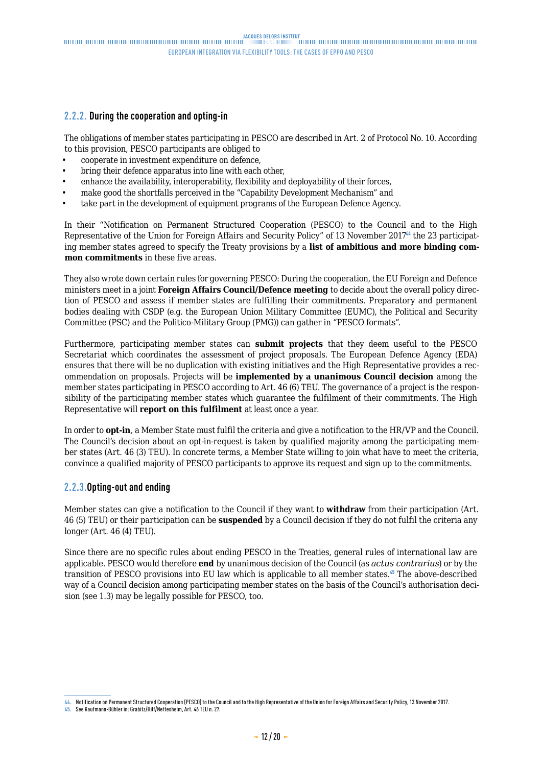### 2.2.2. During the cooperation and opting-in

The obligations of member states participating in PESCO are described in Art. 2 of Protocol No. 10. According to this provision, PESCO participants are obliged to

- cooperate in investment expenditure on defence,
- bring their defence apparatus into line with each other,
- enhance the availability, interoperability, flexibility and deployability of their forces,
- make good the shortfalls perceived in the "Capability Development Mechanism" and
- take part in the development of equipment programs of the European Defence Agency.

In their "Notification on Permanent Structured Cooperation (PESCO) to the Council and to the High Representative of the Union for Foreign Affairs and Security Policy" of 13 November 2017[44] the 23 participating member states agreed to specify the Treaty provisions by a **list of ambitious and more binding common commitments** in these five areas.

They also wrote down certain rules for governing PESCO: During the cooperation, the EU Foreign and Defence ministers meet in a joint **Foreign Affairs Council/Defence meeting** to decide about the overall policy direction of PESCO and assess if member states are fulfilling their commitments. Preparatory and permanent bodies dealing with CSDP (e.g. the European Union Military Committee (EUMC), the Political and Security Committee (PSC) and the Politico-Military Group (PMG)) can gather in "PESCO formats".

Furthermore, participating member states can **submit projects** that they deem useful to the PESCO Secretariat which coordinates the assessment of project proposals. The European Defence Agency (EDA) ensures that there will be no duplication with existing initiatives and the High Representative provides a recommendation on proposals. Projects will be **implemented by a unanimous Council decision** among the member states participating in PESCO according to Art. 46 (6) TEU. The governance of a project is the responsibility of the participating member states which guarantee the fulfilment of their commitments. The High Representative will **report on this fulfilment** at least once a year.

In order to **opt-in**, a Member State must fulfil the criteria and give a notification to the HR/VP and the Council. The Council's decision about an opt-in-request is taken by qualified majority among the participating member states (Art. 46 (3) TEU). In concrete terms, a Member State willing to join what have to meet the criteria, convince a qualified majority of PESCO participants to approve its request and sign up to the commitments.

### 2.2.3. Opting-out and ending

Member states can give a notification to the Council if they want to **withdraw** from their participation (Art. 46 (5) TEU) or their participation can be **suspended** by a Council decision if they do not fulfil the criteria any longer (Art. 46 (4) TEU).

Since there are no specific rules about ending PESCO in the Treaties, general rules of international law are applicable. PESCO would therefore **end** by unanimous decision of the Council (as *actus contrarius*) or by the transition of PESCO provisions into EU law which is applicable to all member states.[45] The above-described way of a Council decision among participating member states on the basis of the Council's authorisation decision (see 1.3) may be legally possible for PESCO, too.

44. Notification on Permanent Structured Cooperation (PESCO) to the Council and to the High Representative of the Union for Foreign Affairs and Security Policy, 13 November 2017.

45. See Kaufmann-Bühler in: Grabitz/Hilf/Nettesheim, Art. 46 TEU n. 27.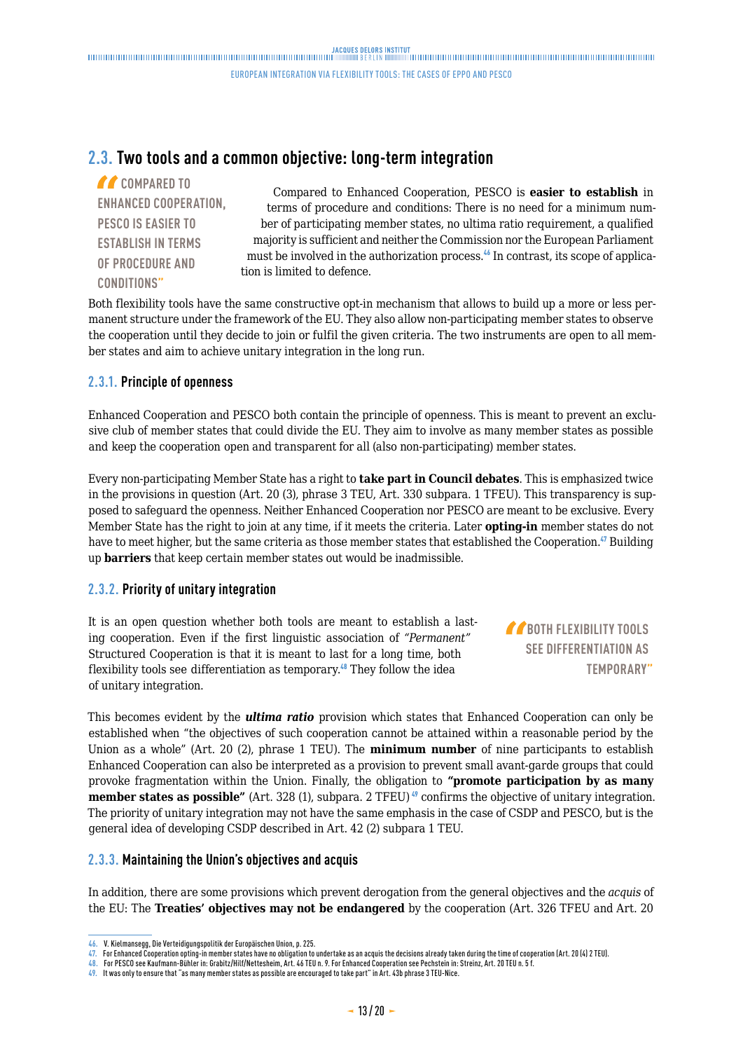## 2.3. Two tools and a common objective: long-term integration

> "COMPARED TO ENHANCED COOPERATION, PESCO IS EASIER TO ESTABLISH IN TERMS OF PROCEDURE AND CONDITIONS"

Compared to Enhanced Cooperation, PESCO is **easier to establish** in terms of procedure and conditions: There is no need for a minimum number of participating member states, no ultima ratio requirement, a qualified majority is sufficient and neither the Commission nor the European Parliament must be involved in the authorization process.[46] In contrast, its scope of application is limited to defence.

Both flexibility tools have the same constructive opt-in mechanism that allows to build up a more or less permanent structure under the framework of the EU. They also allow non-participating member states to observe the cooperation until they decide to join or fulfil the given criteria. The two instruments are open to all member states and aim to achieve unitary integration in the long run.

### 2.3.1. Principle of openness

Enhanced Cooperation and PESCO both contain the principle of openness. This is meant to prevent an exclusive club of member states that could divide the EU. They aim to involve as many member states as possible and keep the cooperation open and transparent for all (also non-participating) member states.

Every non-participating Member State has a right to **take part in Council debates**. This is emphasized twice in the provisions in question (Art. 20 (3), phrase 3 TEU, Art. 330 subpara. 1 TFEU). This transparency is supposed to safeguard the openness. Neither Enhanced Cooperation nor PESCO are meant to be exclusive. Every Member State has the right to join at any time, if it meets the criteria. Later **opting-in** member states do not have to meet higher, but the same criteria as those member states that established the Cooperation.[47] Building up **barriers** that keep certain member states out would be inadmissible.

### 2.3.2. Priority of unitary integration

It is an open question whether both tools are meant to establish a lasting cooperation. Even if the first linguistic association of *"Permanent"* Structured Cooperation is that it is meant to last for a long time, both flexibility tools see differentiation as temporary.[48] They follow the idea of unitary integration.

> "BOTH FLEXIBILITY TOOLS SEE DIFFERENTIATION AS TEMPORARY"

This becomes evident by the ***ultima ratio*** provision which states that Enhanced Cooperation can only be established when "the objectives of such cooperation cannot be attained within a reasonable period by the Union as a whole" (Art. 20 (2), phrase 1 TEU). The **minimum number** of nine participants to establish Enhanced Cooperation can also be interpreted as a provision to prevent small avant-garde groups that could provoke fragmentation within the Union. Finally, the obligation to **"promote participation by as many member states as possible"** (Art. 328 (1), subpara. 2 TFEU)[49] confirms the objective of unitary integration. The priority of unitary integration may not have the same emphasis in the case of CSDP and PESCO, but is the general idea of developing CSDP described in Art. 42 (2) subpara 1 TEU.

### 2.3.3. Maintaining the Union's objectives and acquis

In addition, there are some provisions which prevent derogation from the general objectives and the *acquis* of the EU: The **Treaties' objectives may not be endangered** by the cooperation (Art. 326 TFEU and Art. 20

---

46. V. Kielmansegg, Die Verteidigungspolitik der Europäischen Union, p. 225.
47. For Enhanced Cooperation opting-in member states have no obligation to undertake as an acquis the decisions already taken during the time of cooperation (Art. 20 (4) 2 TEU).
48. For PESCO see Kaufmann-Bühler in: Grabitz/Hilf/Nettesheim, Art. 46 TEU n. 9. For Enhanced Cooperation see Pechstein in: Streinz, Art. 20 TEU n. 5 f.
49. It was only to ensure that "as many member states as possible are encouraged to take part" in Art. 43b phrase 3 TEU-Nice.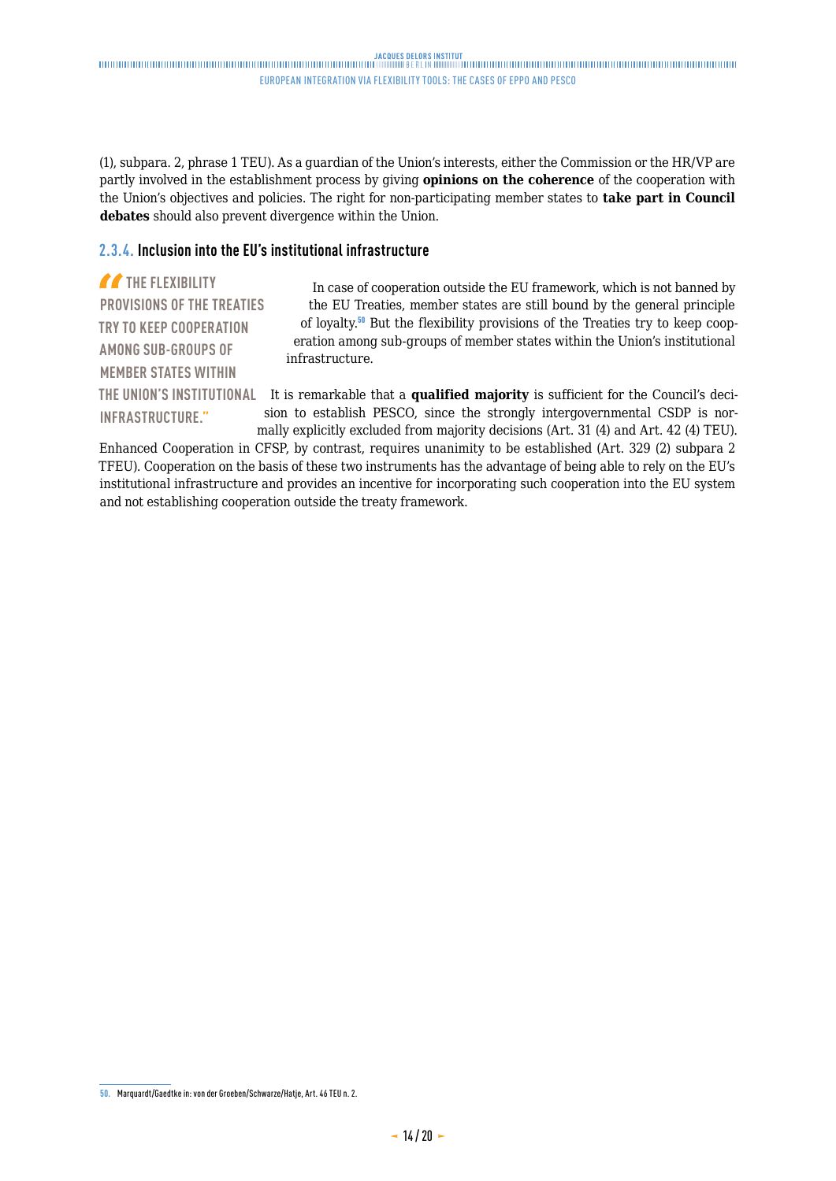(1), subpara. 2, phrase 1 TEU). As a guardian of the Union's interests, either the Commission or the HR/VP are partly involved in the establishment process by giving **opinions on the coherence** of the cooperation with the Union's objectives and policies. The right for non-participating member states to **take part in Council debates** should also prevent divergence within the Union.

### 2.3.4. Inclusion into the EU's institutional infrastructure

> "THE FLEXIBILITY PROVISIONS OF THE TREATIES TRY TO KEEP COOPERATION AMONG SUB-GROUPS OF MEMBER STATES WITHIN THE UNION'S INSTITUTIONAL INFRASTRUCTURE."

In case of cooperation outside the EU framework, which is not banned by the EU Treaties, member states are still bound by the general principle of loyalty.[50] But the flexibility provisions of the Treaties try to keep cooperation among sub-groups of member states within the Union's institutional infrastructure.

It is remarkable that a **qualified majority** is sufficient for the Council's decision to establish PESCO, since the strongly intergovernmental CSDP is normally explicitly excluded from majority decisions (Art. 31 (4) and Art. 42 (4) TEU). Enhanced Cooperation in CFSP, by contrast, requires unanimity to be established (Art. 329 (2) subpara 2 TFEU). Cooperation on the basis of these two instruments has the advantage of being able to rely on the EU's institutional infrastructure and provides an incentive for incorporating such cooperation into the EU system and not establishing cooperation outside the treaty framework.

---

50. Marquardt/Gaedtke in: von der Groeben/Schwarze/Hatje, Art. 46 TEU n. 2.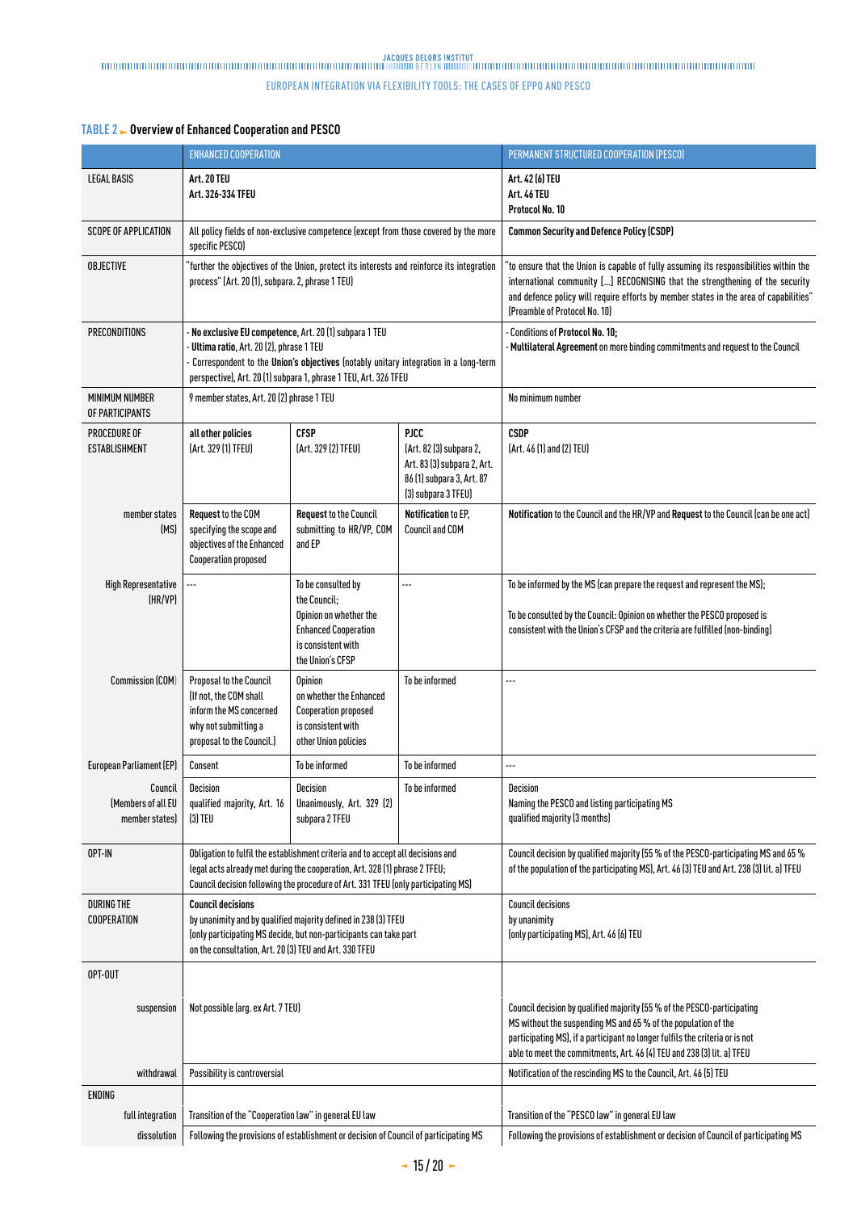**TABLE 2 ► Overview of Enhanced Cooperation and PESCO**

| | ENHANCED COOPERATION | | | PERMANENT STRUCTURED COOPERATION (PESCO) |
|---|---|---|---|---|
| LEGAL BASIS | **Art. 20 TEU**<br>**Art. 326-334 TFEU** | | | **Art. 42 (6) TEU**<br>**Art. 46 TEU**<br>**Protocol No. 10** |
| SCOPE OF APPLICATION | All policy fields of non-exclusive competence (except from those covered by the more specific PESCO) | | | **Common Security and Defence Policy (CSDP)** |
| OBJECTIVE | "further the objectives of the Union, protect its interests and reinforce its integration process" (Art. 20 (1), subpara. 2, phrase 1 TEU) | | | "to ensure that the Union is capable of fully assuming its responsibilities within the international community […] RECOGNISING that the strengthening of the security and defence policy will require efforts by member states in the area of capabilities" (Preamble of Protocol No. 10) |
| PRECONDITIONS | - **No exclusive EU competence**, Art. 20 (1) subpara 1 TEU<br>- **Ultima ratio**, Art. 20 (2), phrase 1 TEU<br>- Correspondent to the **Union's objectives** (notably unitary integration in a long-term perspective), Art. 20 (1) subpara 1, phrase 1 TEU, Art. 326 TFEU | | | - Conditions of **Protocol No. 10;**<br>- **Multilateral Agreement** on more binding commitments and request to the Council |
| MINIMUM NUMBER OF PARTICIPANTS | 9 member states, Art. 20 (2) phrase 1 TEU | | | No minimum number |
| PROCEDURE OF ESTABLISHMENT | **all other policies**<br>(Art. 329 (1) TFEU) | **CFSP**<br>(Art. 329 (2) TFEU) | **PJCC**<br>(Art. 82 (3) subpara 2, Art. 83 (3) subpara 2, Art. 86 (1) subpara 3, Art. 87 (3) subpara 3 TFEU) | **CSDP**<br>(Art. 46 (1) and (2) TEU) |
| member states (MS) | **Request** to the COM specifying the scope and objectives of the Enhanced Cooperation proposed | **Request** to the Council submitting to HR/VP, COM and EP | **Notification** to EP, Council and COM | **Notification** to the Council and the HR/VP and **Request** to the Council (can be one act) |
| High Representative (HR/VP) | --- | To be consulted by the Council;<br>Opinion on whether the Enhanced Cooperation is consistent with the Union's CFSP | --- | To be informed by the MS (can prepare the request and represent the MS);<br>To be consulted by the Council: Opinion on whether the PESCO proposed is consistent with the Union's CFSP and the criteria are fulfilled (non-binding) |
| Commission (COM) | Proposal to the Council (If not, the COM shall inform the MS concerned why not submitting a proposal to the Council.) | Opinion on whether the Enhanced Cooperation proposed is consistent with other Union policies | To be informed | --- |
| European Parliament (EP) | Consent | To be informed | To be informed | --- |
| Council (Members of all EU member states) | Decision qualified majority, Art. 16 (3) TEU | Decision Unanimously, Art. 329 (2) subpara 2 TFEU | To be informed | Decision<br>Naming the PESCO and listing participating MS<br>qualified majority (3 months) |
| OPT-IN | Obligation to fulfil the establishment criteria and to accept all decisions and legal acts already met during the cooperation, Art. 328 (1) phrase 2 TFEU;<br>Council decision following the procedure of Art. 331 TFEU (only participating MS) | | | Council decision by qualified majority (55 % of the PESCO-participating MS and 65 % of the population of the participating MS), Art. 46 (3) TEU and Art. 238 (3) lit. a) TFEU |
| DURING THE COOPERATION | **Council decisions**<br>by unanimity and by qualified majority defined in 238 (3) TFEU<br>(only participating MS decide, but non-participants can take part on the consultation, Art. 20 (3) TEU and Art. 330 TFEU | | | Council decisions<br>by unanimity<br>(only participating MS), Art. 46 (6) TEU |
| OPT-OUT | | | | |
| suspension | Not possible (arg. ex Art. 7 TEU) | | | Council decision by qualified majority (55 % of the PESCO-participating MS without the suspending MS and 65 % of the population of the participating MS), if a participant no longer fulfils the criteria or is not able to meet the commitments, Art. 46 (4) TEU and 238 (3) lit. a) TFEU |
| withdrawal | Possibility is controversial | | | Notification of the rescinding MS to the Council, Art. 46 (5) TEU |
| ENDING | | | | |
| full integration | Transition of the "Cooperation law" in general EU law | | | Transition of the "PESCO law" in general EU law |
| dissolution | Following the provisions of establishment or decision of Council of participating MS | | | Following the provisions of establishment or decision of Council of participating MS |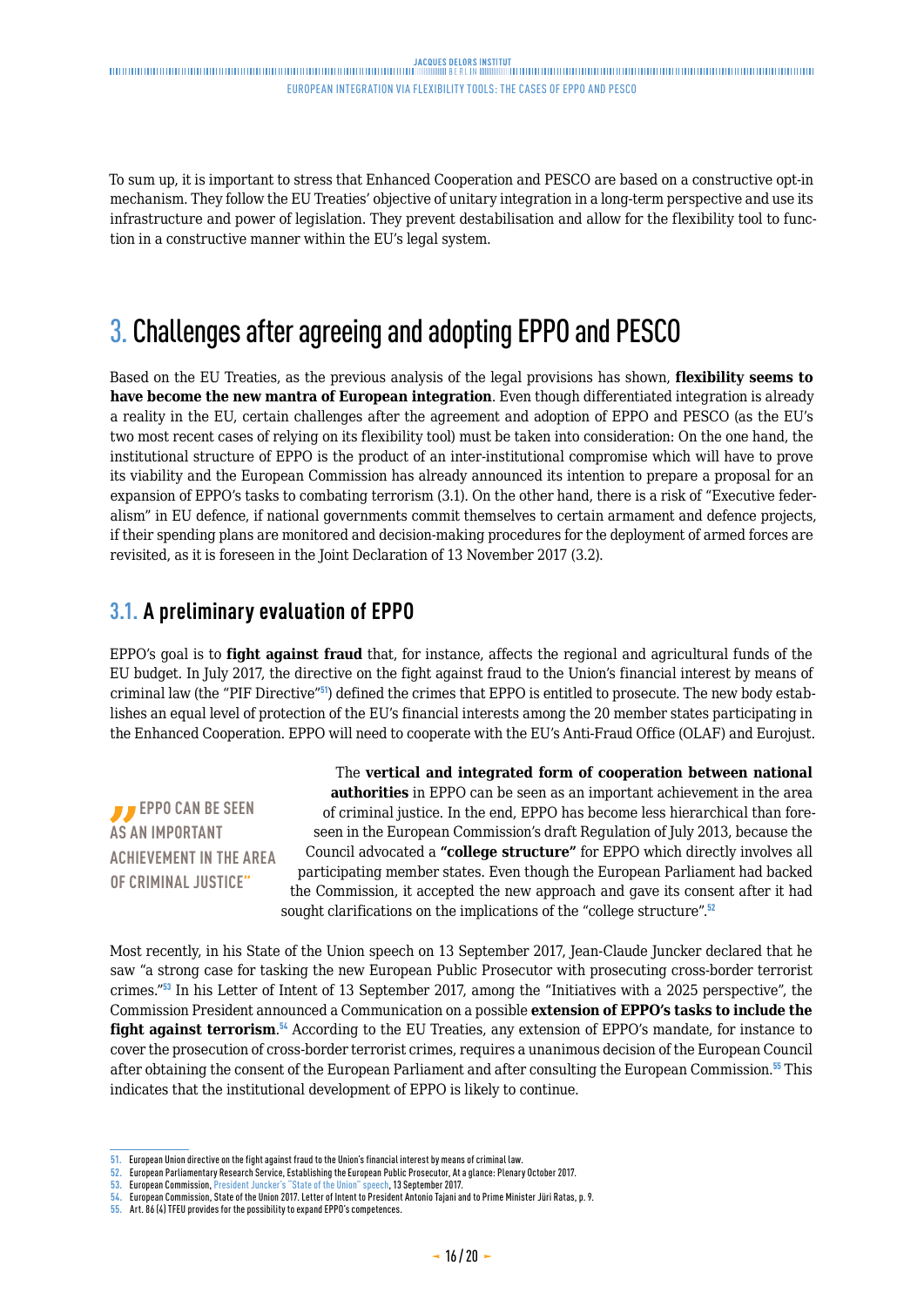To sum up, it is important to stress that Enhanced Cooperation and PESCO are based on a constructive opt-in mechanism. They follow the EU Treaties' objective of unitary integration in a long-term perspective and use its infrastructure and power of legislation. They prevent destabilisation and allow for the flexibility tool to function in a constructive manner within the EU's legal system.

# 3. Challenges after agreeing and adopting EPPO and PESCO

Based on the EU Treaties, as the previous analysis of the legal provisions has shown, **flexibility seems to have become the new mantra of European integration**. Even though differentiated integration is already a reality in the EU, certain challenges after the agreement and adoption of EPPO and PESCO (as the EU's two most recent cases of relying on its flexibility tool) must be taken into consideration: On the one hand, the institutional structure of EPPO is the product of an inter-institutional compromise which will have to prove its viability and the European Commission has already announced its intention to prepare a proposal for an expansion of EPPO's tasks to combating terrorism (3.1). On the other hand, there is a risk of "Executive federalism" in EU defence, if national governments commit themselves to certain armament and defence projects, if their spending plans are monitored and decision-making procedures for the deployment of armed forces are revisited, as it is foreseen in the Joint Declaration of 13 November 2017 (3.2).

## 3.1. A preliminary evaluation of EPPO

EPPO's goal is to **fight against fraud** that, for instance, affects the regional and agricultural funds of the EU budget. In July 2017, the directive on the fight against fraud to the Union's financial interest by means of criminal law (the "PIF Directive"[51]) defined the crimes that EPPO is entitled to prosecute. The new body establishes an equal level of protection of the EU's financial interests among the 20 member states participating in the Enhanced Cooperation. EPPO will need to cooperate with the EU's Anti-Fraud Office (OLAF) and Eurojust.

> "EPPO CAN BE SEEN AS AN IMPORTANT ACHIEVEMENT IN THE AREA OF CRIMINAL JUSTICE"

The **vertical and integrated form of cooperation between national authorities** in EPPO can be seen as an important achievement in the area of criminal justice. In the end, EPPO has become less hierarchical than foreseen in the European Commission's draft Regulation of July 2013, because the Council advocated a **"college structure"** for EPPO which directly involves all participating member states. Even though the European Parliament had backed the Commission, it accepted the new approach and gave its consent after it had sought clarifications on the implications of the "college structure".[52]

Most recently, in his State of the Union speech on 13 September 2017, Jean-Claude Juncker declared that he saw "a strong case for tasking the new European Public Prosecutor with prosecuting cross-border terrorist crimes."[53] In his Letter of Intent of 13 September 2017, among the "Initiatives with a 2025 perspective", the Commission President announced a Communication on a possible **extension of EPPO's tasks to include the fight against terrorism**.[54] According to the EU Treaties, any extension of EPPO's mandate, for instance to cover the prosecution of cross-border terrorist crimes, requires a unanimous decision of the European Council after obtaining the consent of the European Parliament and after consulting the European Commission.[55] This indicates that the institutional development of EPPO is likely to continue.

---

51. European Union directive on the fight against fraud to the Union's financial interest by means of criminal law.
52. European Parliamentary Research Service, Establishing the European Public Prosecutor, At a glance: Plenary October 2017.
53. European Commission, President Juncker's "State of the Union" speech, 13 September 2017.
54. European Commission, State of the Union 2017. Letter of Intent to President Antonio Tajani and to Prime Minister Jüri Ratas, p. 9.
55. Art. 86 (4) TFEU provides for the possibility to expand EPPO's competences.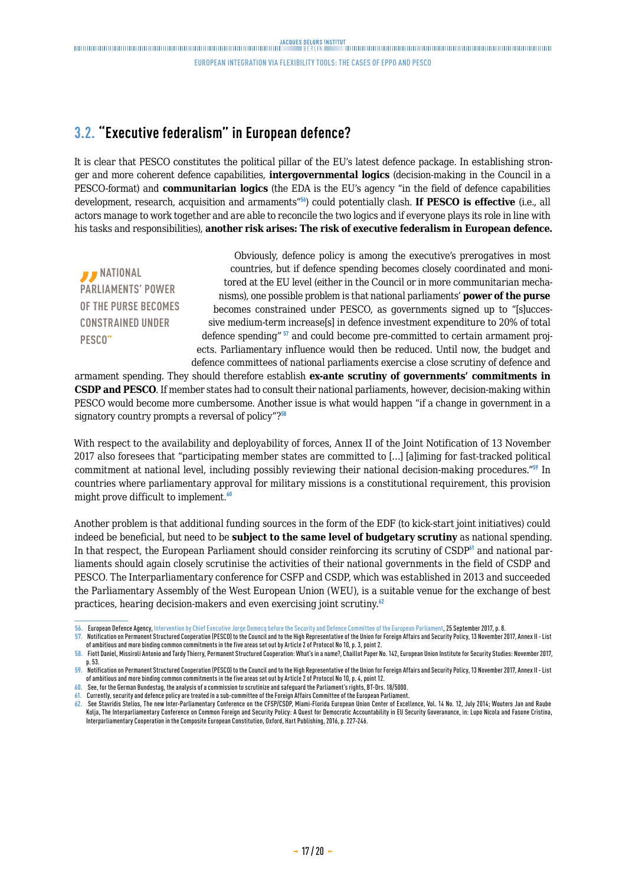## 3.2. “Executive federalism” in European defence?

It is clear that PESCO constitutes the political pillar of the EU’s latest defence package. In establishing stronger and more coherent defence capabilities, **intergovernmental logics** (decision-making in the Council in a PESCO-format) and **communitarian logics** (the EDA is the EU’s agency “in the field of defence capabilities development, research, acquisition and armaments”[56]) could potentially clash. **If PESCO is effective** (i.e., all actors manage to work together and are able to reconcile the two logics and if everyone plays its role in line with his tasks and responsibilities), **another risk arises: The risk of executive federalism in European defence.**

> “NATIONAL PARLIAMENTS’ POWER OF THE PURSE BECOMES CONSTRAINED UNDER PESCO”

Obviously, defence policy is among the executive’s prerogatives in most countries, but if defence spending becomes closely coordinated and monitored at the EU level (either in the Council or in more communitarian mechanisms), one possible problem is that national parliaments’ **power of the purse** becomes constrained under PESCO, as governments signed up to “[s]uccessive medium-term increase[s] in defence investment expenditure to 20% of total defence spending” [57] and could become pre-committed to certain armament projects. Parliamentary influence would then be reduced. Until now, the budget and defence committees of national parliaments exercise a close scrutiny of defence and armament spending. They should therefore establish **ex-ante scrutiny of governments’ commitments in CSDP and PESCO**. If member states had to consult their national parliaments, however, decision-making within PESCO would become more cumbersome. Another issue is what would happen “if a change in government in a signatory country prompts a reversal of policy”?[58]

With respect to the availability and deployability of forces, Annex II of the Joint Notification of 13 November 2017 also foresees that “participating member states are committed to […] [a]iming for fast-tracked political commitment at national level, including possibly reviewing their national decision-making procedures.”[59] In countries where parliamentary approval for military missions is a constitutional requirement, this provision might prove difficult to implement.[60]

Another problem is that additional funding sources in the form of the EDF (to kick-start joint initiatives) could indeed be beneficial, but need to be **subject to the same level of budgetary scrutiny** as national spending. In that respect, the European Parliament should consider reinforcing its scrutiny of CSDP[61] and national parliaments should again closely scrutinise the activities of their national governments in the field of CSDP and PESCO. The Interparliamentary conference for CSFP and CSDP, which was established in 2013 and succeeded the Parliamentary Assembly of the West European Union (WEU), is a suitable venue for the exchange of best practices, hearing decision-makers and even exercising joint scrutiny.[62]

---

56. European Defence Agency, Intervention by Chief Executive Jorge Domecq before the Security and Defence Committee of the European Parliament, 25 September 2017, p. 8.
57. Notification on Permanent Structured Cooperation (PESCO) to the Council and to the High Representative of the Union for Foreign Affairs and Security Policy, 13 November 2017, Annex II - List of ambitious and more binding common commitments in the five areas set out by Article 2 of Protocol No 10, p. 3, point 2.
58. Fiott Daniel, Missiroli Antonio and Tardy Thierry, Permanent Structured Cooperation: What’s in a name?, Chaillot Paper No. 142, European Union Institute for Security Studies: November 2017, p. 53.
59. Notification on Permanent Structured Cooperation (PESCO) to the Council and to the High Representative of the Union for Foreign Affairs and Security Policy, 13 November 2017, Annex II - List of ambitious and more binding common commitments in the five areas set out by Article 2 of Protocol No 10, p. 4, point 12.
60. See, for the German Bundestag, the analysis of a commission to scrutinize and safeguard the Parliament’s rights, BT-Drs. 18/5000.
61. Currently, security and defence policy are treated in a sub-committee of the Foreign Affairs Committee of the European Parliament.
62. See Stavridis Stelios, The new Inter-Parliamentary Conference on the CFSP/CSDP, Miami-Florida European Union Center of Excellence, Vol. 14 No. 12, July 2014; Wouters Jan and Raube Kolja, The Interparliamentary Conference on Common Foreign and Security Policy: A Quest for Democratic Accountability in EU Security Goveranance, in: Lupo Nicola and Fasone Cristina, Interparliamentary Cooperation in the Composite European Constitution, Oxford, Hart Publishing, 2016, p. 227-246.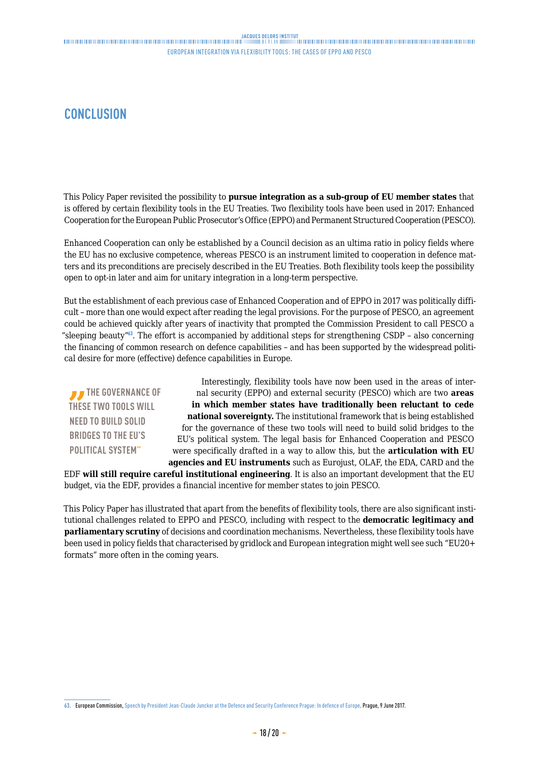## CONCLUSION

This Policy Paper revisited the possibility to **pursue integration as a sub-group of EU member states** that is offered by certain flexibility tools in the EU Treaties. Two flexibility tools have been used in 2017: Enhanced Cooperation for the European Public Prosecutor's Office (EPPO) and Permanent Structured Cooperation (PESCO).

Enhanced Cooperation can only be established by a Council decision as an ultima ratio in policy fields where the EU has no exclusive competence, whereas PESCO is an instrument limited to cooperation in defence matters and its preconditions are precisely described in the EU Treaties. Both flexibility tools keep the possibility open to opt-in later and aim for unitary integration in a long-term perspective.

But the establishment of each previous case of Enhanced Cooperation and of EPPO in 2017 was politically difficult – more than one would expect after reading the legal provisions. For the purpose of PESCO, an agreement could be achieved quickly after years of inactivity that prompted the Commission President to call PESCO a "sleeping beauty"[63]. The effort is accompanied by additional steps for strengthening CSDP – also concerning the financing of common research on defence capabilities – and has been supported by the widespread political desire for more (effective) defence capabilities in Europe.

> "THE GOVERNANCE OF THESE TWO TOOLS WILL NEED TO BUILD SOLID BRIDGES TO THE EU'S POLITICAL SYSTEM"

Interestingly, flexibility tools have now been used in the areas of internal security (EPPO) and external security (PESCO) which are two **areas in which member states have traditionally been reluctant to cede national sovereignty.** The institutional framework that is being established for the governance of these two tools will need to build solid bridges to the EU's political system. The legal basis for Enhanced Cooperation and PESCO were specifically drafted in a way to allow this, but the **articulation with EU agencies and EU instruments** such as Eurojust, OLAF, the EDA, CARD and the EDF **will still require careful institutional engineering**. It is also an important development that the EU budget, via the EDF, provides a financial incentive for member states to join PESCO.

This Policy Paper has illustrated that apart from the benefits of flexibility tools, there are also significant institutional challenges related to EPPO and PESCO, including with respect to the **democratic legitimacy and parliamentary scrutiny** of decisions and coordination mechanisms. Nevertheless, these flexibility tools have been used in policy fields that characterised by gridlock and European integration might well see such "EU20+ formats" more often in the coming years.

---

63. European Commission, Speech by President Jean-Claude Juncker at the Defence and Security Conference Prague: In defence of Europe. Prague, 9 June 2017.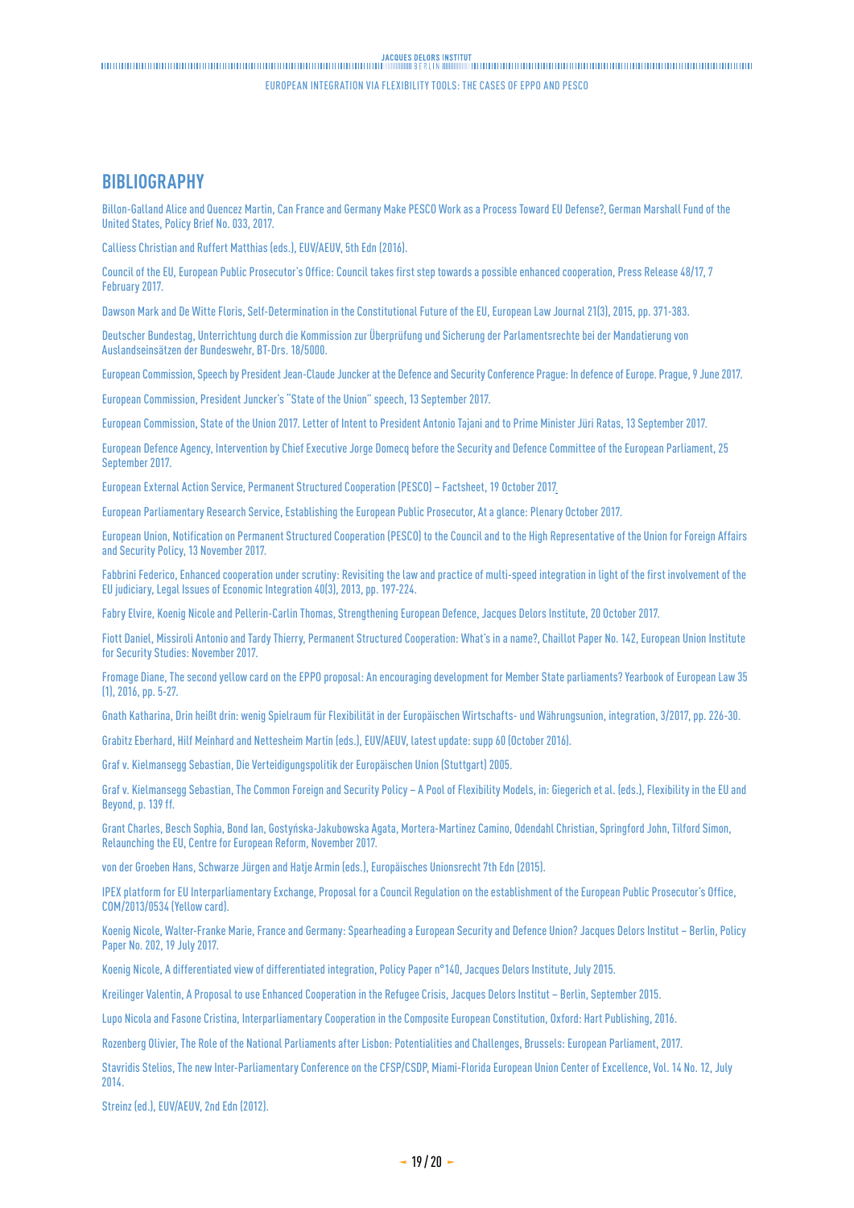## BIBLIOGRAPHY

Billon-Galland Alice and Quencez Martin, Can France and Germany Make PESCO Work as a Process Toward EU Defense?, German Marshall Fund of the United States, Policy Brief No. 033, 2017.

Calliess Christian and Ruffert Matthias (eds.), EUV/AEUV, 5th Edn (2016).

Council of the EU, European Public Prosecutor's Office: Council takes first step towards a possible enhanced cooperation, Press Release 48/17, 7 February 2017.

Dawson Mark and De Witte Floris, Self-Determination in the Constitutional Future of the EU, European Law Journal 21(3), 2015, pp. 371-383.

Deutscher Bundestag, Unterrichtung durch die Kommission zur Überprüfung und Sicherung der Parlamentsrechte bei der Mandatierung von Auslandseinsätzen der Bundeswehr, BT-Drs. 18/5000.

European Commission, Speech by President Jean-Claude Juncker at the Defence and Security Conference Prague: In defence of Europe. Prague, 9 June 2017.

European Commission, President Juncker's "State of the Union" speech, 13 September 2017.

European Commission, State of the Union 2017. Letter of Intent to President Antonio Tajani and to Prime Minister Jüri Ratas, 13 September 2017.

European Defence Agency, Intervention by Chief Executive Jorge Domecq before the Security and Defence Committee of the European Parliament, 25 September 2017.

European External Action Service, Permanent Structured Cooperation (PESCO) – Factsheet, 19 October 2017.

European Parliamentary Research Service, Establishing the European Public Prosecutor, At a glance: Plenary October 2017.

European Union, Notification on Permanent Structured Cooperation (PESCO) to the Council and to the High Representative of the Union for Foreign Affairs and Security Policy, 13 November 2017.

Fabbrini Federico, Enhanced cooperation under scrutiny: Revisiting the law and practice of multi-speed integration in light of the first involvement of the EU judiciary, Legal Issues of Economic Integration 40(3), 2013, pp. 197-224.

Fabry Elvire, Koenig Nicole and Pellerin-Carlin Thomas, Strengthening European Defence, Jacques Delors Institute, 20 October 2017.

Fiott Daniel, Missiroli Antonio and Tardy Thierry, Permanent Structured Cooperation: What's in a name?, Chaillot Paper No. 142, European Union Institute for Security Studies: November 2017.

Fromage Diane, The second yellow card on the EPPO proposal: An encouraging development for Member State parliaments? Yearbook of European Law 35 (1), 2016, pp. 5-27.

Gnath Katharina, Drin heißt drin: wenig Spielraum für Flexibilität in der Europäischen Wirtschafts- und Währungsunion, integration, 3/2017, pp. 226-30.

Grabitz Eberhard, Hilf Meinhard and Nettesheim Martin (eds.), EUV/AEUV, latest update: supp 60 (October 2016).

Graf v. Kielmansegg Sebastian, Die Verteidigungspolitik der Europäischen Union (Stuttgart) 2005.

Graf v. Kielmansegg Sebastian, The Common Foreign and Security Policy – A Pool of Flexibility Models, in: Giegerich et al. (eds.), Flexibility in the EU and Beyond, p. 139 ff.

Grant Charles, Besch Sophia, Bond Ian, Gostyńska-Jakubowska Agata, Mortera-Martinez Camino, Odendahl Christian, Springford John, Tilford Simon, Relaunching the EU, Centre for European Reform, November 2017.

von der Groeben Hans, Schwarze Jürgen and Hatje Armin (eds.), Europäisches Unionsrecht 7th Edn (2015).

IPEX platform for EU Interparliamentary Exchange, Proposal for a Council Regulation on the establishment of the European Public Prosecutor's Office, COM/2013/0534 (Yellow card).

Koenig Nicole, Walter-Franke Marie, France and Germany: Spearheading a European Security and Defence Union? Jacques Delors Institut – Berlin, Policy Paper No. 202, 19 July 2017.

Koenig Nicole, A differentiated view of differentiated integration, Policy Paper n°140, Jacques Delors Institute, July 2015.

Kreilinger Valentin, A Proposal to use Enhanced Cooperation in the Refugee Crisis, Jacques Delors Institut – Berlin, September 2015.

Lupo Nicola and Fasone Cristina, Interparliamentary Cooperation in the Composite European Constitution, Oxford: Hart Publishing, 2016.

Rozenberg Olivier, The Role of the National Parliaments after Lisbon: Potentialities and Challenges, Brussels: European Parliament, 2017.

Stavridis Stelios, The new Inter-Parliamentary Conference on the CFSP/CSDP, Miami-Florida European Union Center of Excellence, Vol. 14 No. 12, July 2014.

Streinz (ed.), EUV/AEUV, 2nd Edn (2012).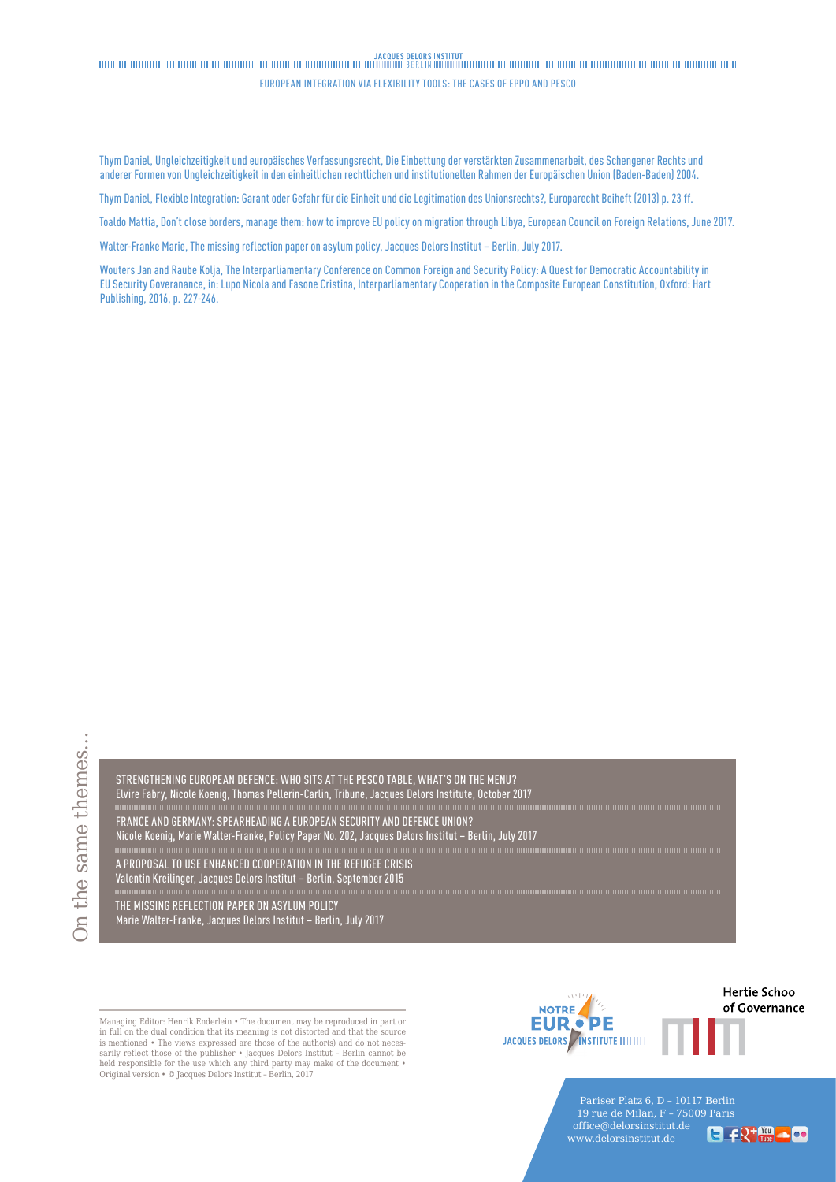Thym Daniel, Ungleichzeitigkeit und europäisches Verfassungsrecht, Die Einbettung der verstärkten Zusammenarbeit, des Schengener Rechts und anderer Formen von Ungleichzeitigkeit in den einheitlichen rechtlichen und institutionellen Rahmen der Europäischen Union (Baden-Baden) 2004.

Thym Daniel, Flexible Integration: Garant oder Gefahr für die Einheit und die Legitimation des Unionsrechts?, Europarecht Beiheft (2013) p. 23 ff.

Toaldo Mattia, Don't close borders, manage them: how to improve EU policy on migration through Libya, European Council on Foreign Relations, June 2017.

Walter-Franke Marie, The missing reflection paper on asylum policy, Jacques Delors Institut – Berlin, July 2017.

Wouters Jan and Raube Kolja, The Interparliamentary Conference on Common Foreign and Security Policy: A Quest for Democratic Accountability in EU Security Goveranance, in: Lupo Nicola and Fasone Cristina, Interparliamentary Cooperation in the Composite European Constitution, Oxford: Hart Publishing, 2016, p. 227-246.

On the same themes…

STRENGTHENING EUROPEAN DEFENCE: WHO SITS AT THE PESCO TABLE, WHAT'S ON THE MENU?
Elvire Fabry, Nicole Koenig, Thomas Pellerin-Carlin, Tribune, Jacques Delors Institute, October 2017

FRANCE AND GERMANY: SPEARHEADING A EUROPEAN SECURITY AND DEFENCE UNION?
Nicole Koenig, Marie Walter-Franke, Policy Paper No. 202, Jacques Delors Institut – Berlin, July 2017

A PROPOSAL TO USE ENHANCED COOPERATION IN THE REFUGEE CRISIS
Valentin Kreilinger, Jacques Delors Institut – Berlin, September 2015

THE MISSING REFLECTION PAPER ON ASYLUM POLICY
Marie Walter-Franke, Jacques Delors Institut – Berlin, July 2017

Managing Editor: Henrik Enderlein • The document may be reproduced in part or in full on the dual condition that its meaning is not distorted and that the source is mentioned • The views expressed are those of the author(s) and do not necessarily reflect those of the publisher • Jacques Delors Institut – Berlin cannot be held responsible for the use which any third party may make of the document • Original version • © Jacques Delors Institut - Berlin, 2017

NOTRE EUROPE JACQUES DELORS INSTITUTE

Hertie School of Governance

Pariser Platz 6, D – 10117 Berlin
19 rue de Milan, F – 75009 Paris
office@delorsinstitut.de
www.delorsinstitut.de